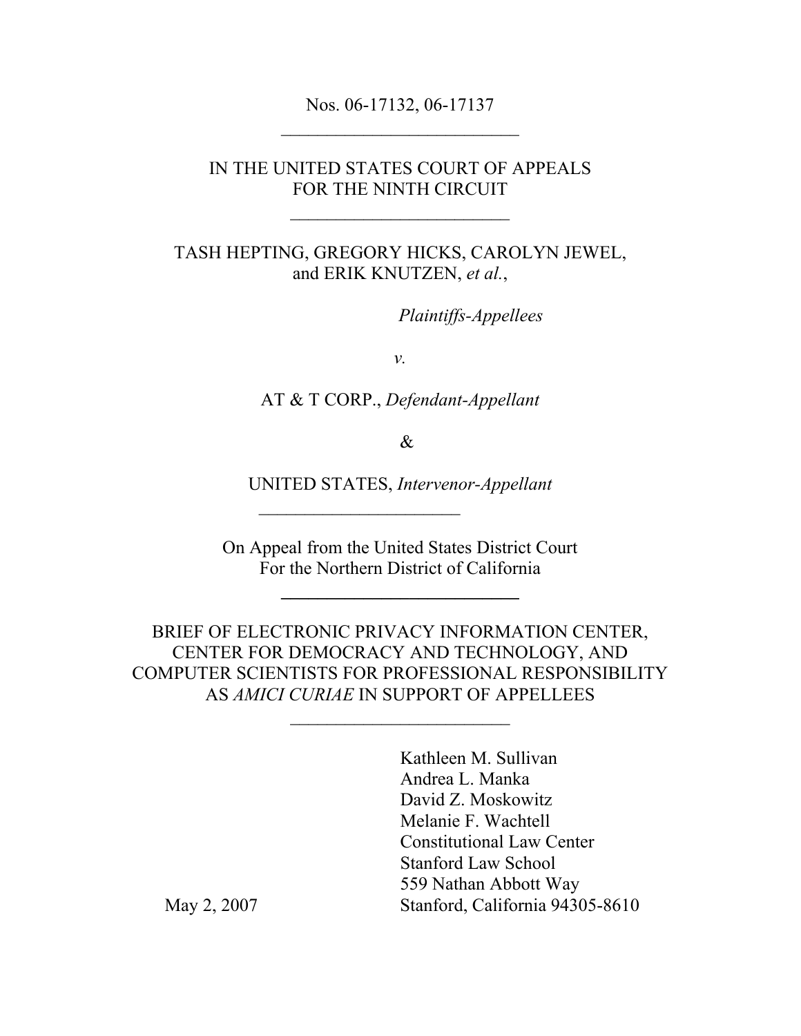Nos. 06-17132, 06-17137

---

IN THE UNITED STATES COURT OF APPEALS
FOR THE NINTH CIRCUIT

---

TASH HEPTING, GREGORY HICKS, CAROLYN JEWEL, and ERIK KNUTZEN, *et al.*,

*Plaintiffs-Appellees*

*v.*

AT & T CORP., *Defendant-Appellant*

&

UNITED STATES, *Intervenor-Appellant*

---

On Appeal from the United States District Court
For the Northern District of California

---

BRIEF OF ELECTRONIC PRIVACY INFORMATION CENTER, CENTER FOR DEMOCRACY AND TECHNOLOGY, AND COMPUTER SCIENTISTS FOR PROFESSIONAL RESPONSIBILITY AS *AMICI CURIAE* IN SUPPORT OF APPELLEES

---

Kathleen M. Sullivan
Andrea L. Manka
David Z. Moskowitz
Melanie F. Wachtell
Constitutional Law Center
Stanford Law School
559 Nathan Abbott Way
Stanford, California 94305-8610

May 2, 2007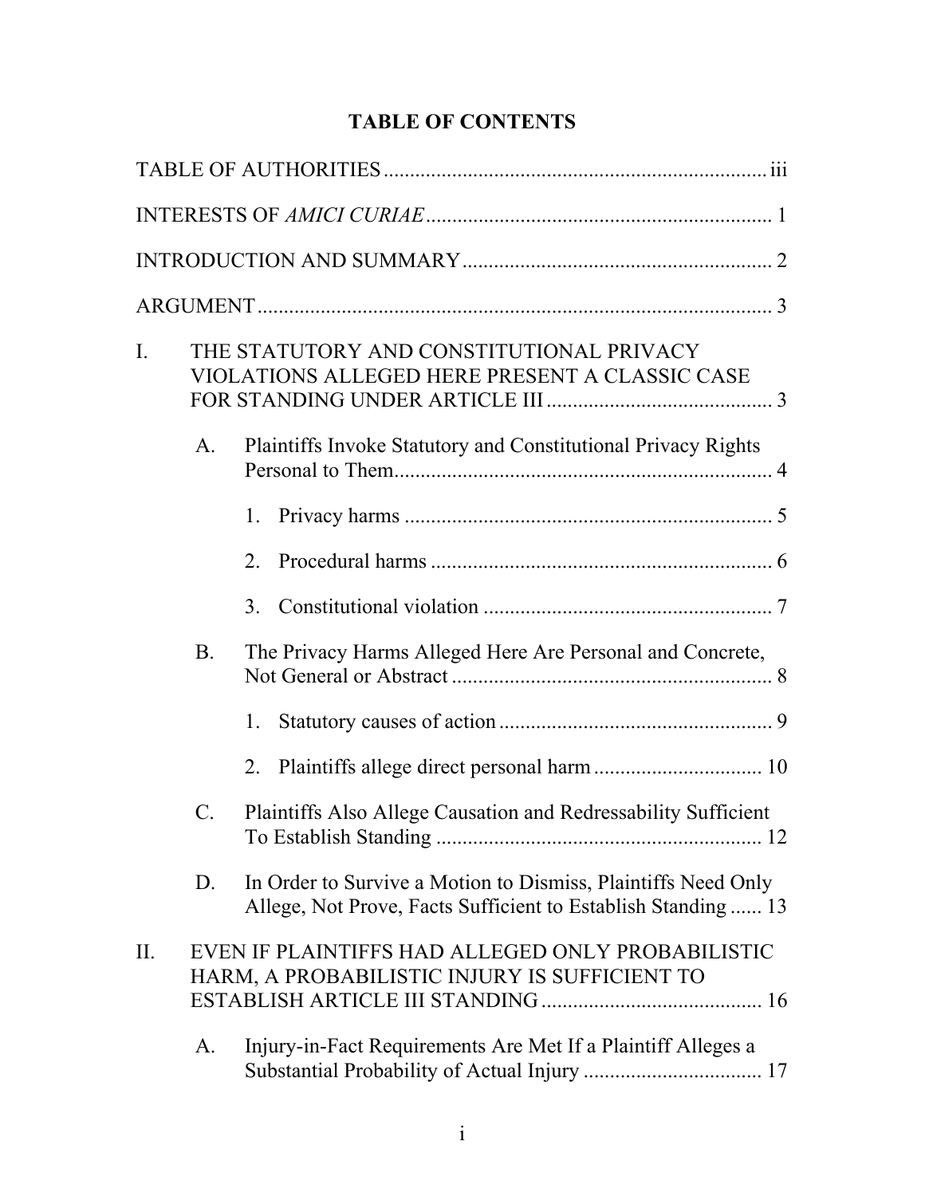# TABLE OF CONTENTS

TABLE OF AUTHORITIES ........................................................................ iii

INTERESTS OF *AMICI CURIAE* ................................................................ 1

INTRODUCTION AND SUMMARY .......................................................... 2

ARGUMENT ................................................................................................ 3

I. THE STATUTORY AND CONSTITUTIONAL PRIVACY VIOLATIONS ALLEGED HERE PRESENT A CLASSIC CASE FOR STANDING UNDER ARTICLE III ........................................... 3

   A. Plaintiffs Invoke Statutory and Constitutional Privacy Rights Personal to Them........................................................................ 4

      1. Privacy harms ...................................................................... 5

      2. Procedural harms ................................................................. 6

      3. Constitutional violation ....................................................... 7

   B. The Privacy Harms Alleged Here Are Personal and Concrete, Not General or Abstract ............................................................. 8

      1. Statutory causes of action .................................................... 9

      2. Plaintiffs allege direct personal harm ................................ 10

   C. Plaintiffs Also Allege Causation and Redressability Sufficient To Establish Standing ............................................................. 12

   D. In Order to Survive a Motion to Dismiss, Plaintiffs Need Only Allege, Not Prove, Facts Sufficient to Establish Standing ...... 13

II. EVEN IF PLAINTIFFS HAD ALLEGED ONLY PROBABILISTIC HARM, A PROBABILISTIC INJURY IS SUFFICIENT TO ESTABLISH ARTICLE III STANDING .......................................... 16

   A. Injury-in-Fact Requirements Are Met If a Plaintiff Alleges a Substantial Probability of Actual Injury .................................. 17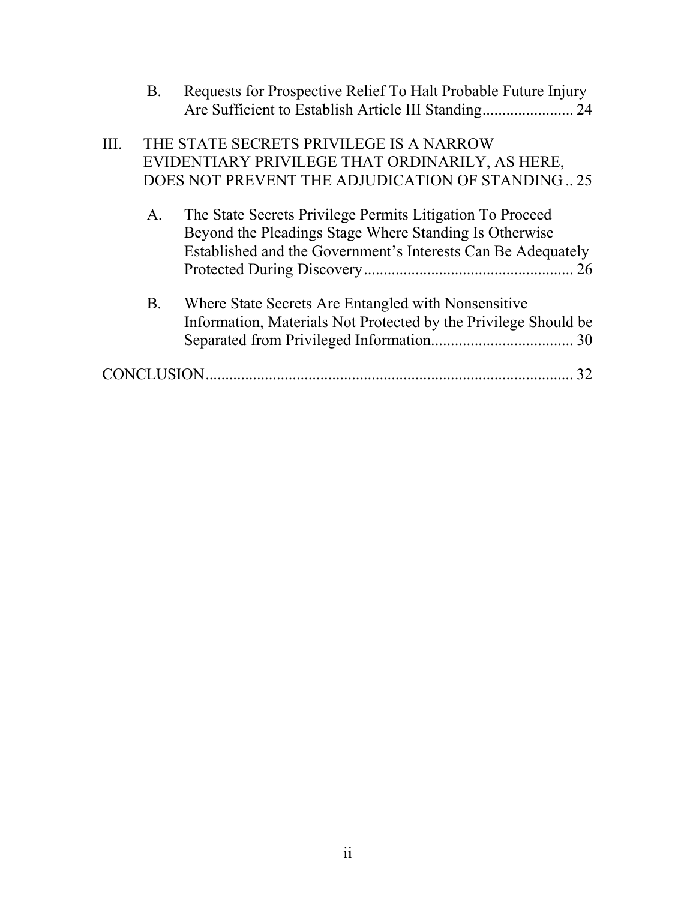B. Requests for Prospective Relief To Halt Probable Future Injury Are Sufficient to Establish Article III Standing....................... 24

III. THE STATE SECRETS PRIVILEGE IS A NARROW EVIDENTIARY PRIVILEGE THAT ORDINARILY, AS HERE, DOES NOT PREVENT THE ADJUDICATION OF STANDING .. 25

A. The State Secrets Privilege Permits Litigation To Proceed Beyond the Pleadings Stage Where Standing Is Otherwise Established and the Government's Interests Can Be Adequately Protected During Discovery..................................................... 26

B. Where State Secrets Are Entangled with Nonsensitive Information, Materials Not Protected by the Privilege Should be Separated from Privileged Information.................................... 30

CONCLUSION............................................................................................ 32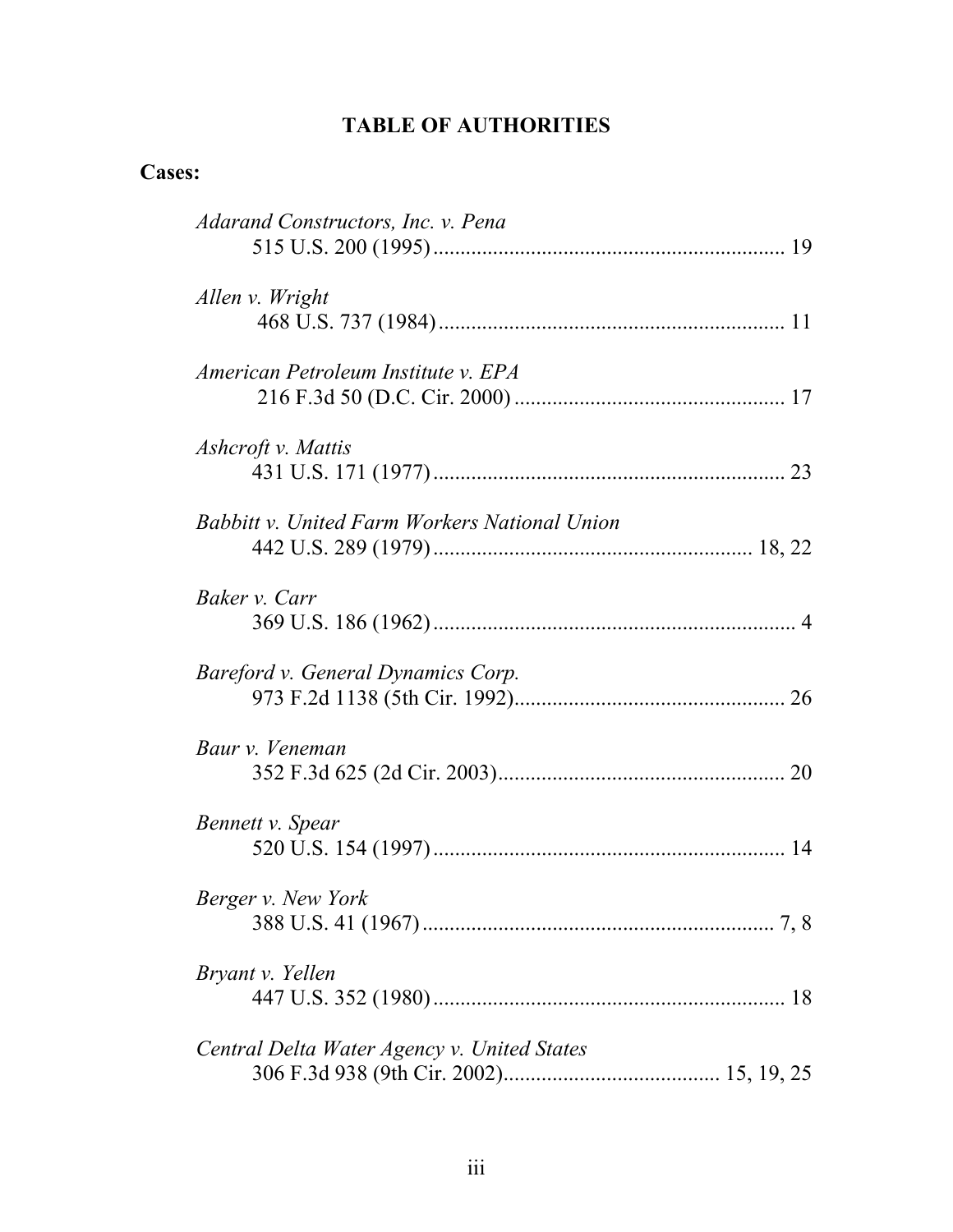## TABLE OF AUTHORITIES

**Cases:**

*Adarand Constructors, Inc. v. Pena*
515 U.S. 200 (1995) ................................................................ 19

*Allen v. Wright*
468 U.S. 737 (1984) ................................................................ 11

*American Petroleum Institute v. EPA*
216 F.3d 50 (D.C. Cir. 2000) .................................................. 17

*Ashcroft v. Mattis*
431 U.S. 171 (1977) ................................................................ 23

*Babbitt v. United Farm Workers National Union*
442 U.S. 289 (1979) ........................................................... 18, 22

*Baker v. Carr*
369 U.S. 186 (1962) .................................................................. 4

*Bareford v. General Dynamics Corp.*
973 F.2d 1138 (5th Cir. 1992) ................................................. 26

*Baur v. Veneman*
352 F.3d 625 (2d Cir. 2003) ..................................................... 20

*Bennett v. Spear*
520 U.S. 154 (1997) ................................................................ 14

*Berger v. New York*
388 U.S. 41 (1967) ................................................................ 7, 8

*Bryant v. Yellen*
447 U.S. 352 (1980) ................................................................ 18

*Central Delta Water Agency v. United States*
306 F.3d 938 (9th Cir. 2002) ........................................ 15, 19, 25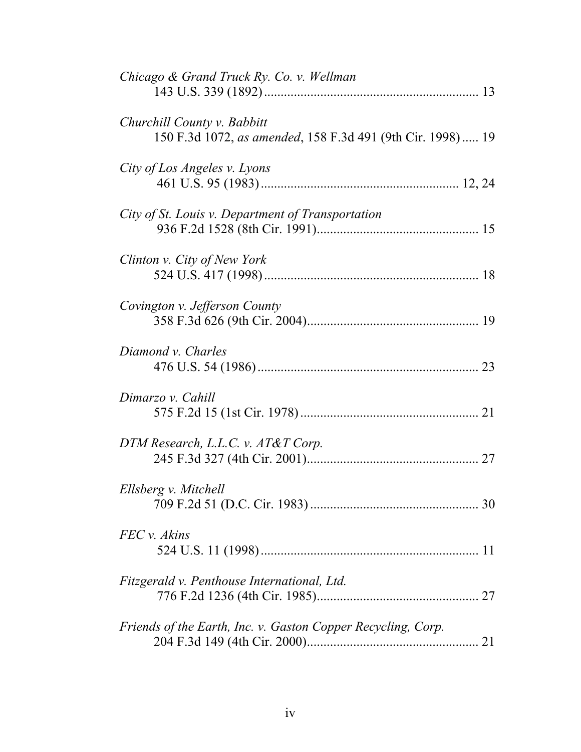*Chicago & Grand Truck Ry. Co. v. Wellman*
143 U.S. 339 (1892) ............................................................... 13

*Churchill County v. Babbitt*
150 F.3d 1072, *as amended*, 158 F.3d 491 (9th Cir. 1998) ..... 19

*City of Los Angeles v. Lyons*
461 U.S. 95 (1983) .......................................................... 12, 24

*City of St. Louis v. Department of Transportation*
936 F.2d 1528 (8th Cir. 1991)................................................ 15

*Clinton v. City of New York*
524 U.S. 417 (1998) ................................................................ 18

*Covington v. Jefferson County*
358 F.3d 626 (9th Cir. 2004)................................................... 19

*Diamond v. Charles*
476 U.S. 54 (1986) .................................................................. 23

*Dimarzo v. Cahill*
575 F.2d 15 (1st Cir. 1978) ..................................................... 21

*DTM Research, L.L.C. v. AT&T Corp.*
245 F.3d 327 (4th Cir. 2001)................................................... 27

*Ellsberg v. Mitchell*
709 F.2d 51 (D.C. Cir. 1983) .................................................. 30

*FEC v. Akins*
524 U.S. 11 (1998) ................................................................. 11

*Fitzgerald v. Penthouse International, Ltd.*
776 F.2d 1236 (4th Cir. 1985)................................................ 27

*Friends of the Earth, Inc. v. Gaston Copper Recycling, Corp.*
204 F.3d 149 (4th Cir. 2000)................................................... 21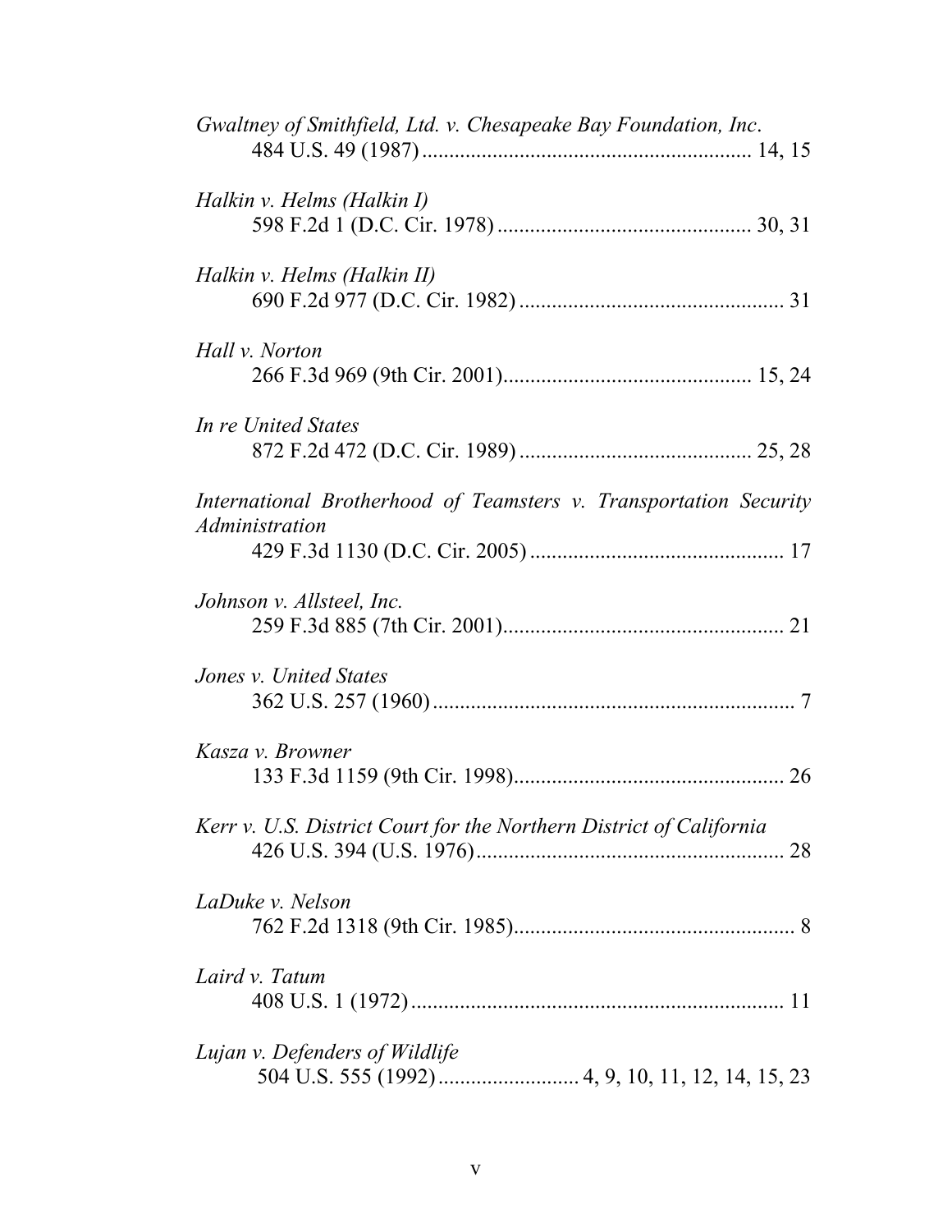*Gwaltney of Smithfield, Ltd. v. Chesapeake Bay Foundation, Inc*.
484 U.S. 49 (1987) ........................................................... 14, 15

*Halkin v. Helms (Halkin I)*
598 F.2d 1 (D.C. Cir. 1978) .............................................. 30, 31

*Halkin v. Helms (Halkin II)*
690 F.2d 977 (D.C. Cir. 1982) ................................................ 31

*Hall v. Norton*
266 F.3d 969 (9th Cir. 2001)............................................. 15, 24

*In re United States*
872 F.2d 472 (D.C. Cir. 1989) .......................................... 25, 28

*International Brotherhood of Teamsters v. Transportation Security Administration*
429 F.3d 1130 (D.C. Cir. 2005) ............................................... 17

*Johnson v. Allsteel, Inc.*
259 F.3d 885 (7th Cir. 2001)................................................... 21

*Jones v. United States*
362 U.S. 257 (1960) .................................................................. 7

*Kasza v. Browner*
133 F.3d 1159 (9th Cir. 1998).................................................. 26

*Kerr v. U.S. District Court for the Northern District of California*
426 U.S. 394 (U.S. 1976)........................................................ 28

*LaDuke v. Nelson*
762 F.2d 1318 (9th Cir. 1985).................................................... 8

*Laird v. Tatum*
408 U.S. 1 (1972) .................................................................... 11

*Lujan v. Defenders of Wildlife*
504 U.S. 555 (1992) ......................... 4, 9, 10, 11, 12, 14, 15, 23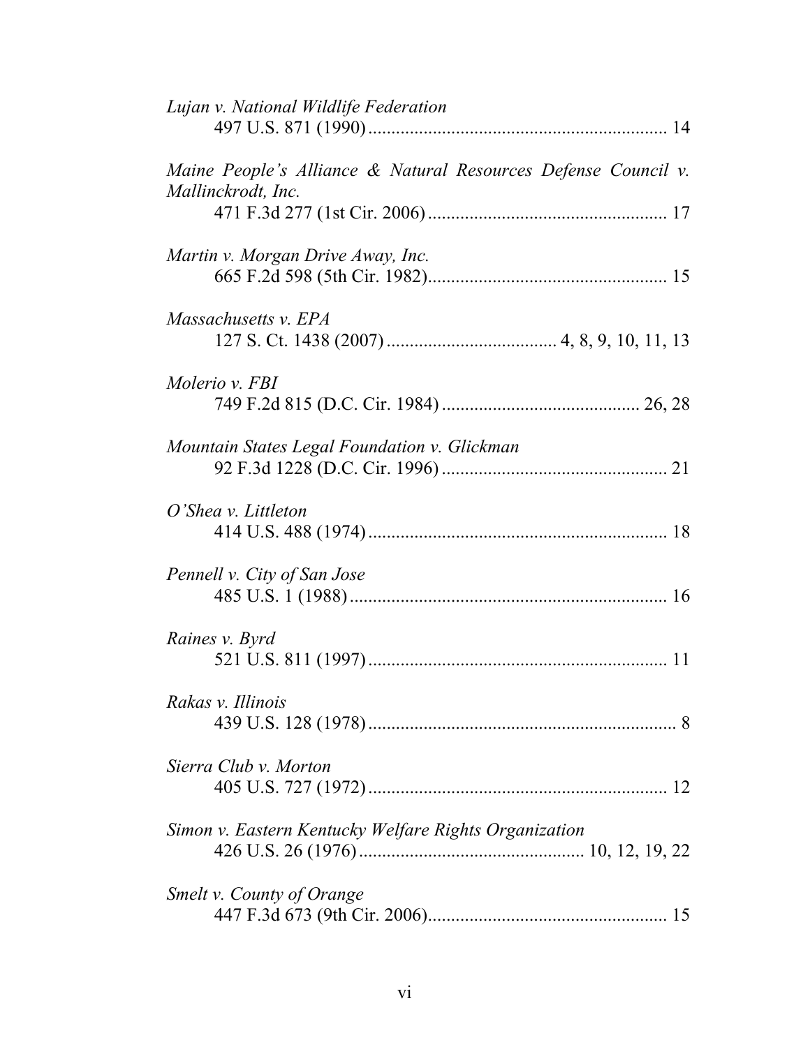*Lujan v. National Wildlife Federation*
497 U.S. 871 (1990) ................................................................ 14

*Maine People's Alliance & Natural Resources Defense Council v. Mallinckrodt, Inc.*
471 F.3d 277 (1st Cir. 2006) .................................................... 17

*Martin v. Morgan Drive Away, Inc.*
665 F.2d 598 (5th Cir. 1982)................................................... 15

*Massachusetts v. EPA*
127 S. Ct. 1438 (2007) .................................... 4, 8, 9, 10, 11, 13

*Molerio v. FBI*
749 F.2d 815 (D.C. Cir. 1984) .......................................... 26, 28

*Mountain States Legal Foundation v. Glickman*
92 F.3d 1228 (D.C. Cir. 1996) ................................................ 21

*O'Shea v. Littleton*
414 U.S. 488 (1974) ................................................................ 18

*Pennell v. City of San Jose*
485 U.S. 1 (1988) .................................................................... 16

*Raines v. Byrd*
521 U.S. 811 (1997) ................................................................ 11

*Rakas v. Illinois*
439 U.S. 128 (1978) .................................................................. 8

*Sierra Club v. Morton*
405 U.S. 727 (1972) ................................................................ 12

*Simon v. Eastern Kentucky Welfare Rights Organization*
426 U.S. 26 (1976) ................................................ 10, 12, 19, 22

*Smelt v. County of Orange*
447 F.3d 673 (9th Cir. 2006)................................................... 15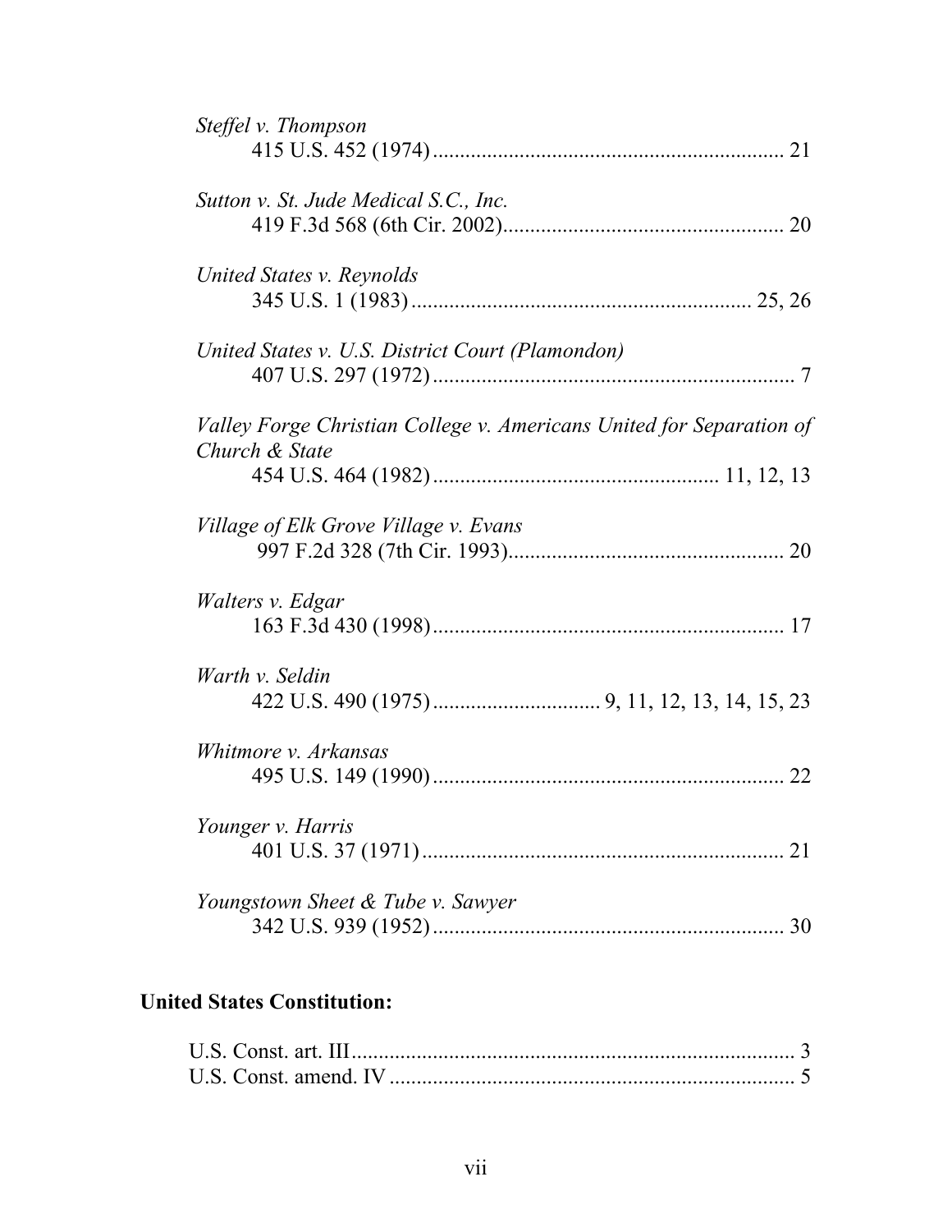*Steffel v. Thompson*
415 U.S. 452 (1974) ................................................................ 21

*Sutton v. St. Jude Medical S.C., Inc.*
419 F.3d 568 (6th Cir. 2002)................................................... 20

*United States v. Reynolds*
345 U.S. 1 (1983) .............................................................. 25, 26

*United States v. U.S. District Court (Plamondon)*
407 U.S. 297 (1972) .................................................................. 7

*Valley Forge Christian College v. Americans United for Separation of Church & State*
454 U.S. 464 (1982) .................................................... 11, 12, 13

*Village of Elk Grove Village v. Evans*
997 F.2d 328 (7th Cir. 1993).................................................. 20

*Walters v. Edgar*
163 F.3d 430 (1998) ................................................................ 17

*Warth v. Seldin*
422 U.S. 490 (1975) .............................. 9, 11, 12, 13, 14, 15, 23

*Whitmore v. Arkansas*
495 U.S. 149 (1990) ................................................................ 22

*Younger v. Harris*
401 U.S. 37 (1971) .................................................................. 21

*Youngstown Sheet & Tube v. Sawyer*
342 U.S. 939 (1952) ................................................................ 30

**United States Constitution:**

U.S. Const. art. III................................................................................. 3
U.S. Const. amend. IV .......................................................................... 5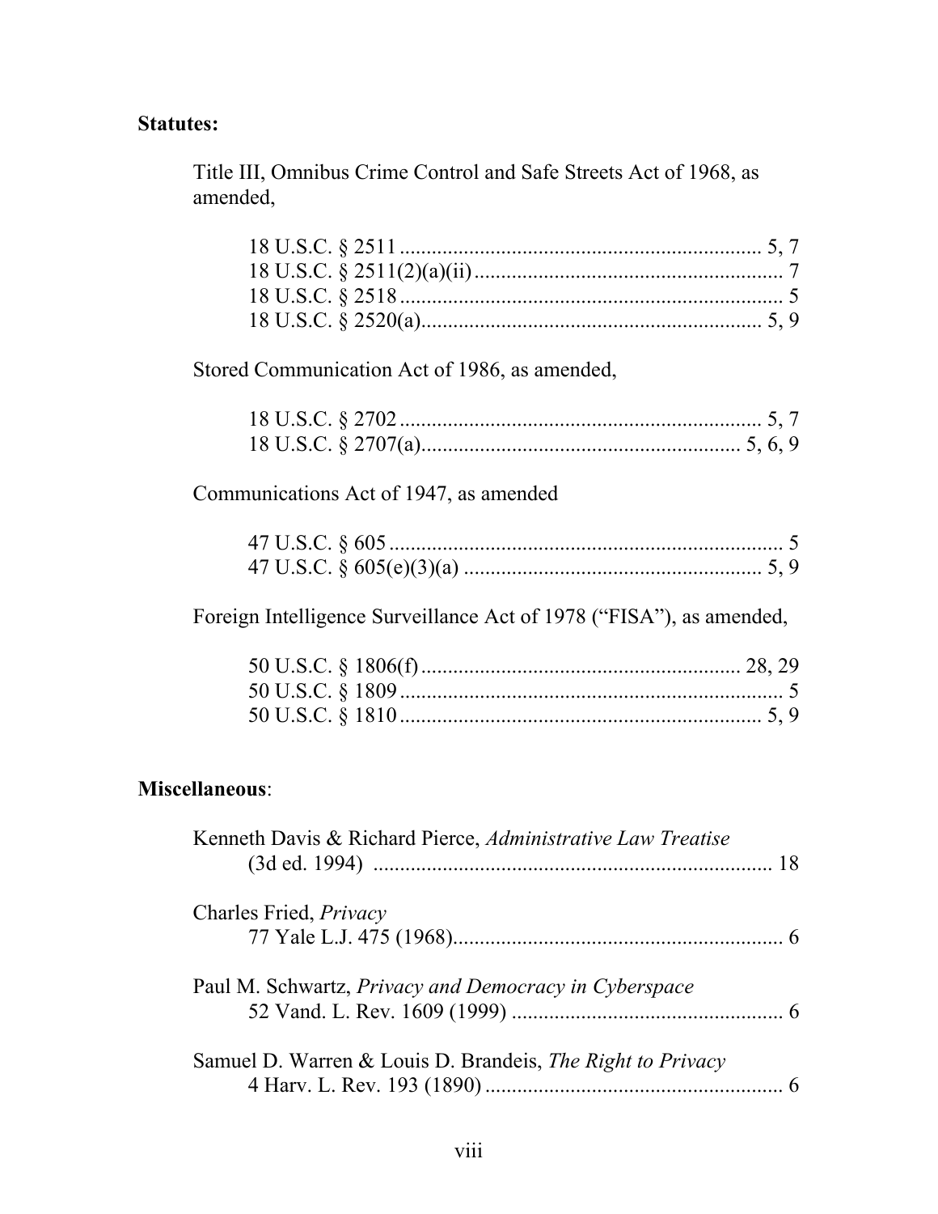**Statutes:**

Title III, Omnibus Crime Control and Safe Streets Act of 1968, as amended,

18 U.S.C. § 2511 .................................................................. 5, 7
18 U.S.C. § 2511(2)(a)(ii) ......................................................... 7
18 U.S.C. § 2518 ...................................................................... 5
18 U.S.C. § 2520(a) .............................................................. 5, 9

Stored Communication Act of 1986, as amended,

18 U.S.C. § 2702 .................................................................. 5, 7
18 U.S.C. § 2707(a) .......................................................... 5, 6, 9

Communications Act of 1947, as amended

47 U.S.C. § 605 ........................................................................ 5
47 U.S.C. § 605(e)(3)(a) ...................................................... 5, 9

Foreign Intelligence Surveillance Act of 1978 ("FISA"), as amended,

50 U.S.C. § 1806(f) .......................................................... 28, 29
50 U.S.C. § 1809 ...................................................................... 5
50 U.S.C. § 1810 .................................................................. 5, 9

**Miscellaneous**:

Kenneth Davis & Richard Pierce, *Administrative Law Treatise* (3d ed. 1994) .......................................................................... 18

Charles Fried, *Privacy* 77 Yale L.J. 475 (1968) ............................................................. 6

Paul M. Schwartz, *Privacy and Democracy in Cyberspace* 52 Vand. L. Rev. 1609 (1999) .................................................. 6

Samuel D. Warren & Louis D. Brandeis, *The Right to Privacy* 4 Harv. L. Rev. 193 (1890) ....................................................... 6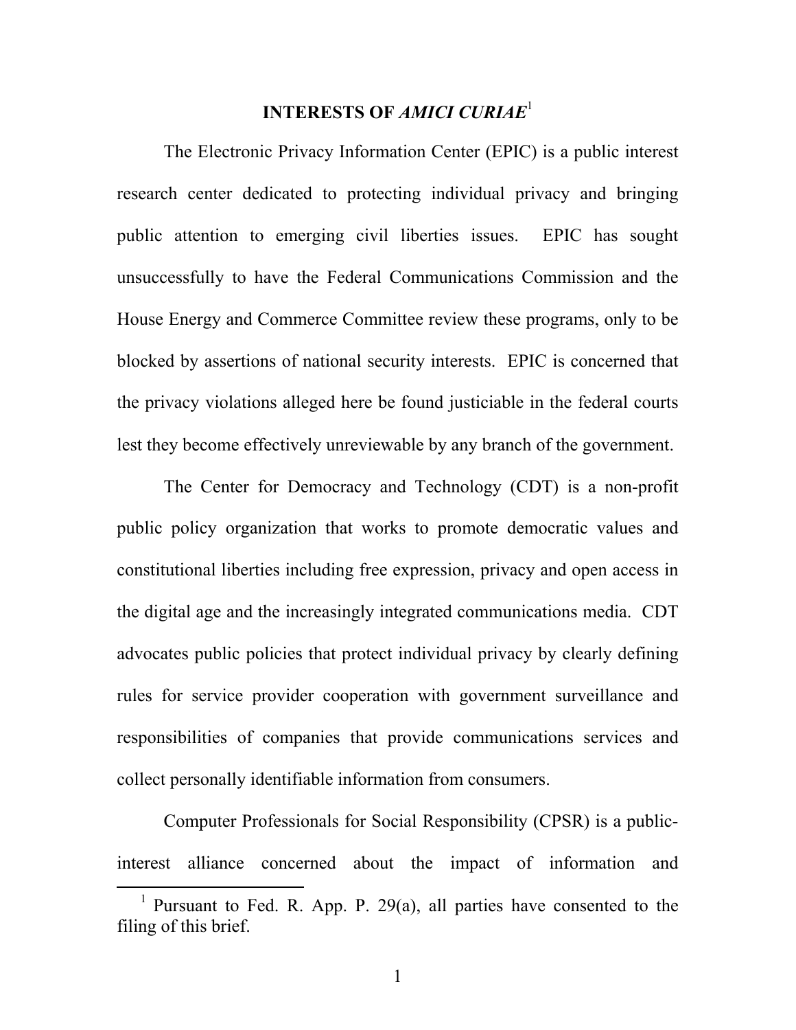# INTERESTS OF *AMICI CURIAE*[1]

The Electronic Privacy Information Center (EPIC) is a public interest research center dedicated to protecting individual privacy and bringing public attention to emerging civil liberties issues. EPIC has sought unsuccessfully to have the Federal Communications Commission and the House Energy and Commerce Committee review these programs, only to be blocked by assertions of national security interests. EPIC is concerned that the privacy violations alleged here be found justiciable in the federal courts lest they become effectively unreviewable by any branch of the government.

The Center for Democracy and Technology (CDT) is a non-profit public policy organization that works to promote democratic values and constitutional liberties including free expression, privacy and open access in the digital age and the increasingly integrated communications media. CDT advocates public policies that protect individual privacy by clearly defining rules for service provider cooperation with government surveillance and responsibilities of companies that provide communications services and collect personally identifiable information from consumers.

Computer Professionals for Social Responsibility (CPSR) is a public-interest alliance concerned about the impact of information and

---

[1] Pursuant to Fed. R. App. P. 29(a), all parties have consented to the filing of this brief.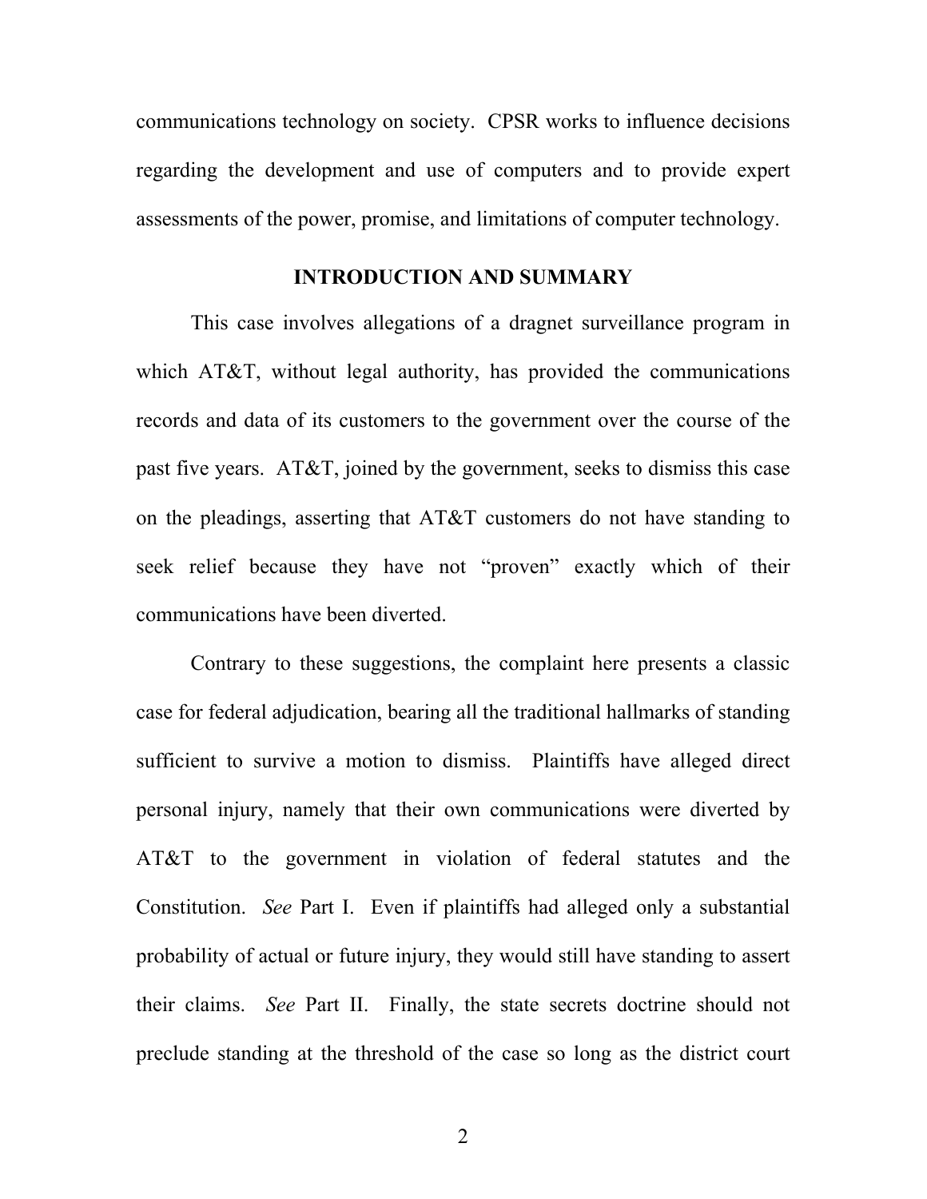communications technology on society. CPSR works to influence decisions regarding the development and use of computers and to provide expert assessments of the power, promise, and limitations of computer technology.

## INTRODUCTION AND SUMMARY

This case involves allegations of a dragnet surveillance program in which AT&T, without legal authority, has provided the communications records and data of its customers to the government over the course of the past five years. AT&T, joined by the government, seeks to dismiss this case on the pleadings, asserting that AT&T customers do not have standing to seek relief because they have not "proven" exactly which of their communications have been diverted.

Contrary to these suggestions, the complaint here presents a classic case for federal adjudication, bearing all the traditional hallmarks of standing sufficient to survive a motion to dismiss. Plaintiffs have alleged direct personal injury, namely that their own communications were diverted by AT&T to the government in violation of federal statutes and the Constitution. *See* Part I. Even if plaintiffs had alleged only a substantial probability of actual or future injury, they would still have standing to assert their claims. *See* Part II. Finally, the state secrets doctrine should not preclude standing at the threshold of the case so long as the district court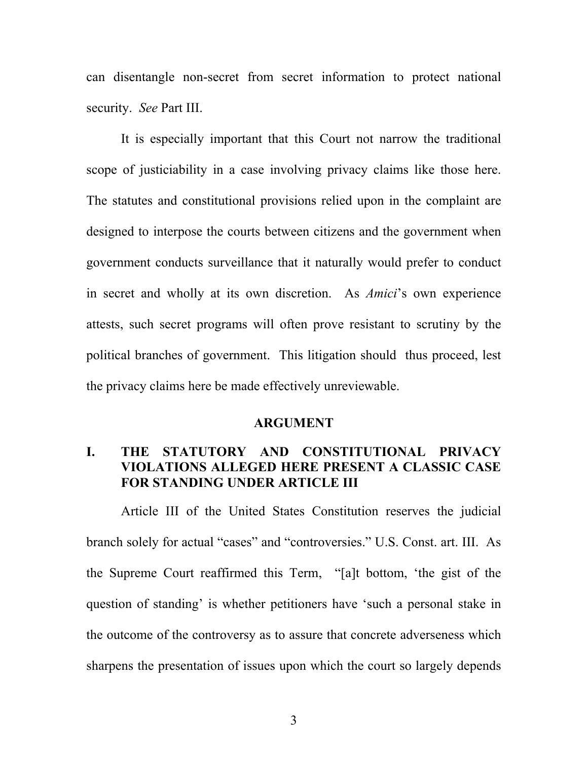can disentangle non-secret from secret information to protect national security. *See* Part III.

It is especially important that this Court not narrow the traditional scope of justiciability in a case involving privacy claims like those here. The statutes and constitutional provisions relied upon in the complaint are designed to interpose the courts between citizens and the government when government conducts surveillance that it naturally would prefer to conduct in secret and wholly at its own discretion. As *Amici*'s own experience attests, such secret programs will often prove resistant to scrutiny by the political branches of government. This litigation should thus proceed, lest the privacy claims here be made effectively unreviewable.

## ARGUMENT

### I. THE STATUTORY AND CONSTITUTIONAL PRIVACY VIOLATIONS ALLEGED HERE PRESENT A CLASSIC CASE FOR STANDING UNDER ARTICLE III

Article III of the United States Constitution reserves the judicial branch solely for actual "cases" and "controversies." U.S. Const. art. III. As the Supreme Court reaffirmed this Term, "[a]t bottom, 'the gist of the question of standing' is whether petitioners have 'such a personal stake in the outcome of the controversy as to assure that concrete adverseness which sharpens the presentation of issues upon which the court so largely depends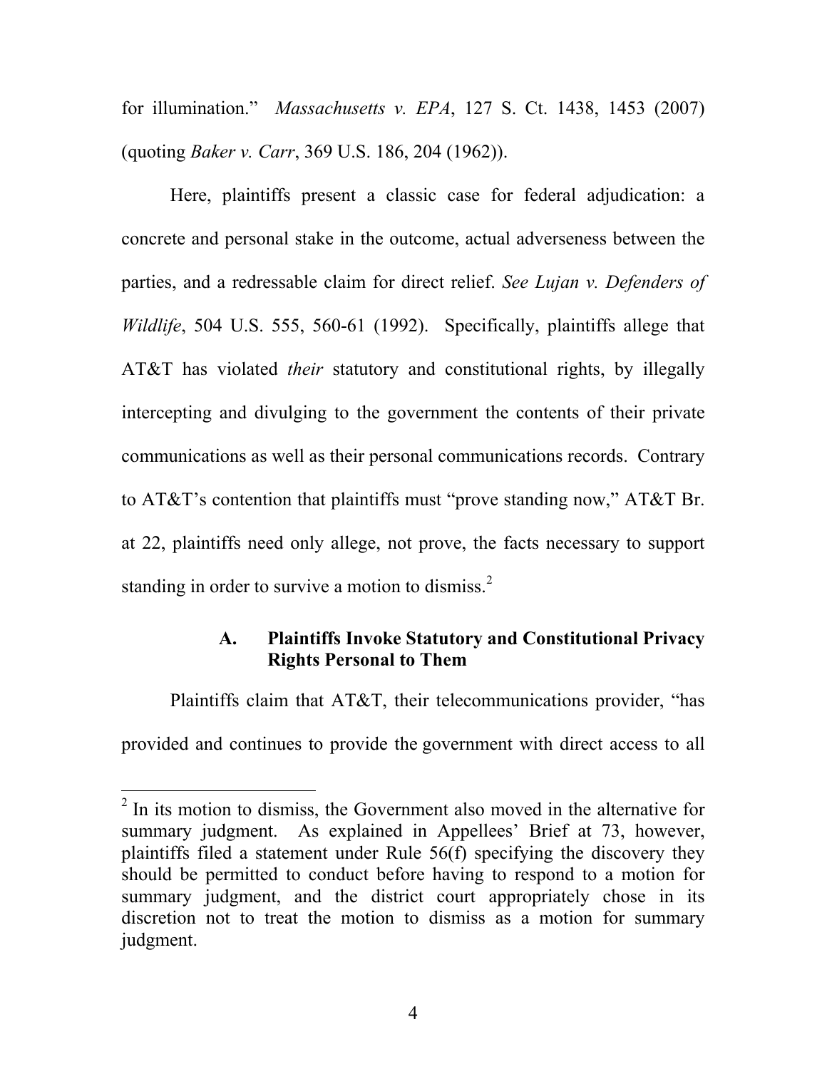for illumination." *Massachusetts v. EPA*, 127 S. Ct. 1438, 1453 (2007) (quoting *Baker v. Carr*, 369 U.S. 186, 204 (1962)).

Here, plaintiffs present a classic case for federal adjudication: a concrete and personal stake in the outcome, actual adverseness between the parties, and a redressable claim for direct relief. *See Lujan v. Defenders of Wildlife*, 504 U.S. 555, 560-61 (1992). Specifically, plaintiffs allege that AT&T has violated *their* statutory and constitutional rights, by illegally intercepting and divulging to the government the contents of their private communications as well as their personal communications records. Contrary to AT&T's contention that plaintiffs must "prove standing now," AT&T Br. at 22, plaintiffs need only allege, not prove, the facts necessary to support standing in order to survive a motion to dismiss.[2]

### A. Plaintiffs Invoke Statutory and Constitutional Privacy Rights Personal to Them

Plaintiffs claim that AT&T, their telecommunications provider, "has provided and continues to provide the government with direct access to all

---

[2] In its motion to dismiss, the Government also moved in the alternative for summary judgment. As explained in Appellees' Brief at 73, however, plaintiffs filed a statement under Rule 56(f) specifying the discovery they should be permitted to conduct before having to respond to a motion for summary judgment, and the district court appropriately chose in its discretion not to treat the motion to dismiss as a motion for summary judgment.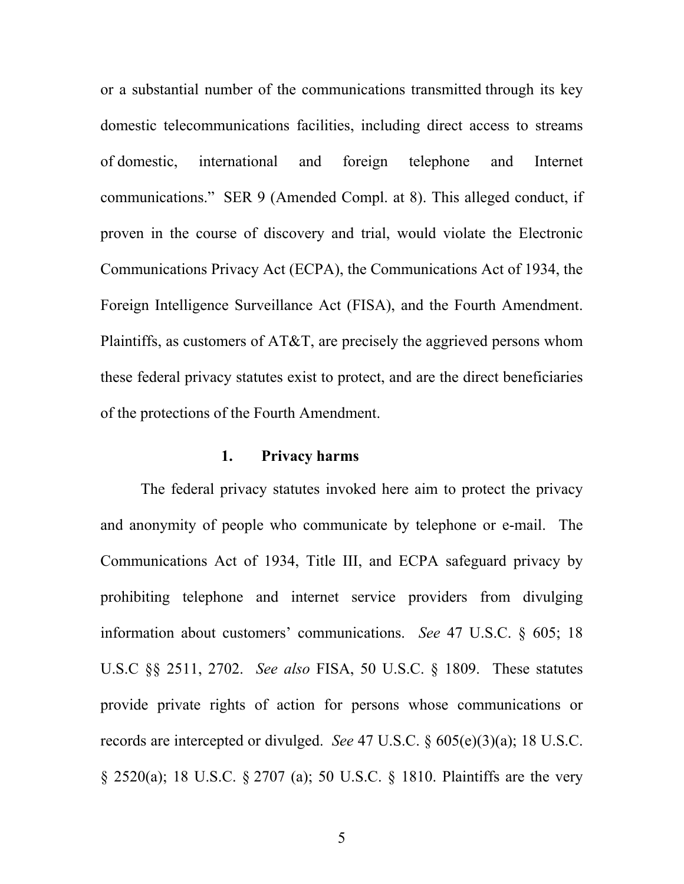or a substantial number of the communications transmitted through its key domestic telecommunications facilities, including direct access to streams of domestic, international and foreign telephone and Internet communications." SER 9 (Amended Compl. at 8). This alleged conduct, if proven in the course of discovery and trial, would violate the Electronic Communications Privacy Act (ECPA), the Communications Act of 1934, the Foreign Intelligence Surveillance Act (FISA), and the Fourth Amendment. Plaintiffs, as customers of AT&T, are precisely the aggrieved persons whom these federal privacy statutes exist to protect, and are the direct beneficiaries of the protections of the Fourth Amendment.

### 1. Privacy harms

The federal privacy statutes invoked here aim to protect the privacy and anonymity of people who communicate by telephone or e-mail. The Communications Act of 1934, Title III, and ECPA safeguard privacy by prohibiting telephone and internet service providers from divulging information about customers' communications. *See* 47 U.S.C. § 605; 18 U.S.C §§ 2511, 2702. *See also* FISA, 50 U.S.C. § 1809. These statutes provide private rights of action for persons whose communications or records are intercepted or divulged. *See* 47 U.S.C. § 605(e)(3)(a); 18 U.S.C. § 2520(a); 18 U.S.C. § 2707 (a); 50 U.S.C. § 1810. Plaintiffs are the very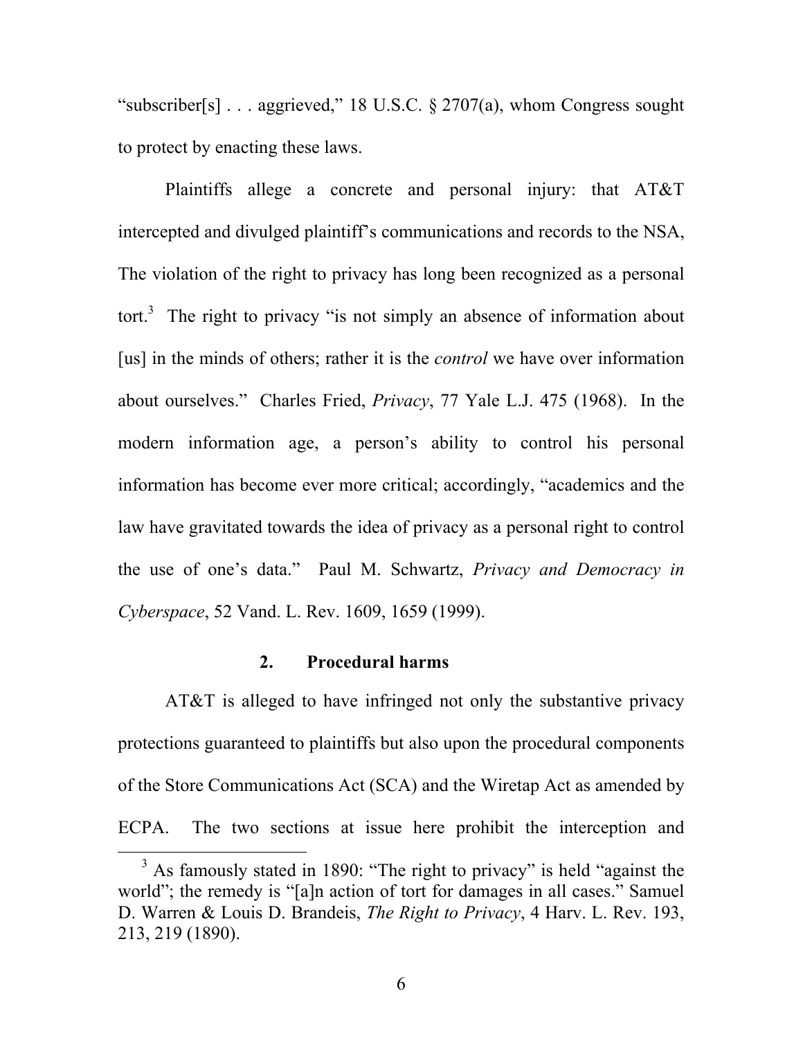"subscriber[s] . . . aggrieved," 18 U.S.C. § 2707(a), whom Congress sought to protect by enacting these laws.

Plaintiffs allege a concrete and personal injury: that AT&T intercepted and divulged plaintiff's communications and records to the NSA, The violation of the right to privacy has long been recognized as a personal tort.[3] The right to privacy "is not simply an absence of information about [us] in the minds of others; rather it is the *control* we have over information about ourselves." Charles Fried, *Privacy*, 77 Yale L.J. 475 (1968). In the modern information age, a person's ability to control his personal information has become ever more critical; accordingly, "academics and the law have gravitated towards the idea of privacy as a personal right to control the use of one's data." Paul M. Schwartz, *Privacy and Democracy in Cyberspace*, 52 Vand. L. Rev. 1609, 1659 (1999).

### 2. Procedural harms

AT&T is alleged to have infringed not only the substantive privacy protections guaranteed to plaintiffs but also upon the procedural components of the Store Communications Act (SCA) and the Wiretap Act as amended by ECPA. The two sections at issue here prohibit the interception and

---

[3] As famously stated in 1890: "The right to privacy" is held "against the world"; the remedy is "[a]n action of tort for damages in all cases." Samuel D. Warren & Louis D. Brandeis, *The Right to Privacy*, 4 Harv. L. Rev. 193, 213, 219 (1890).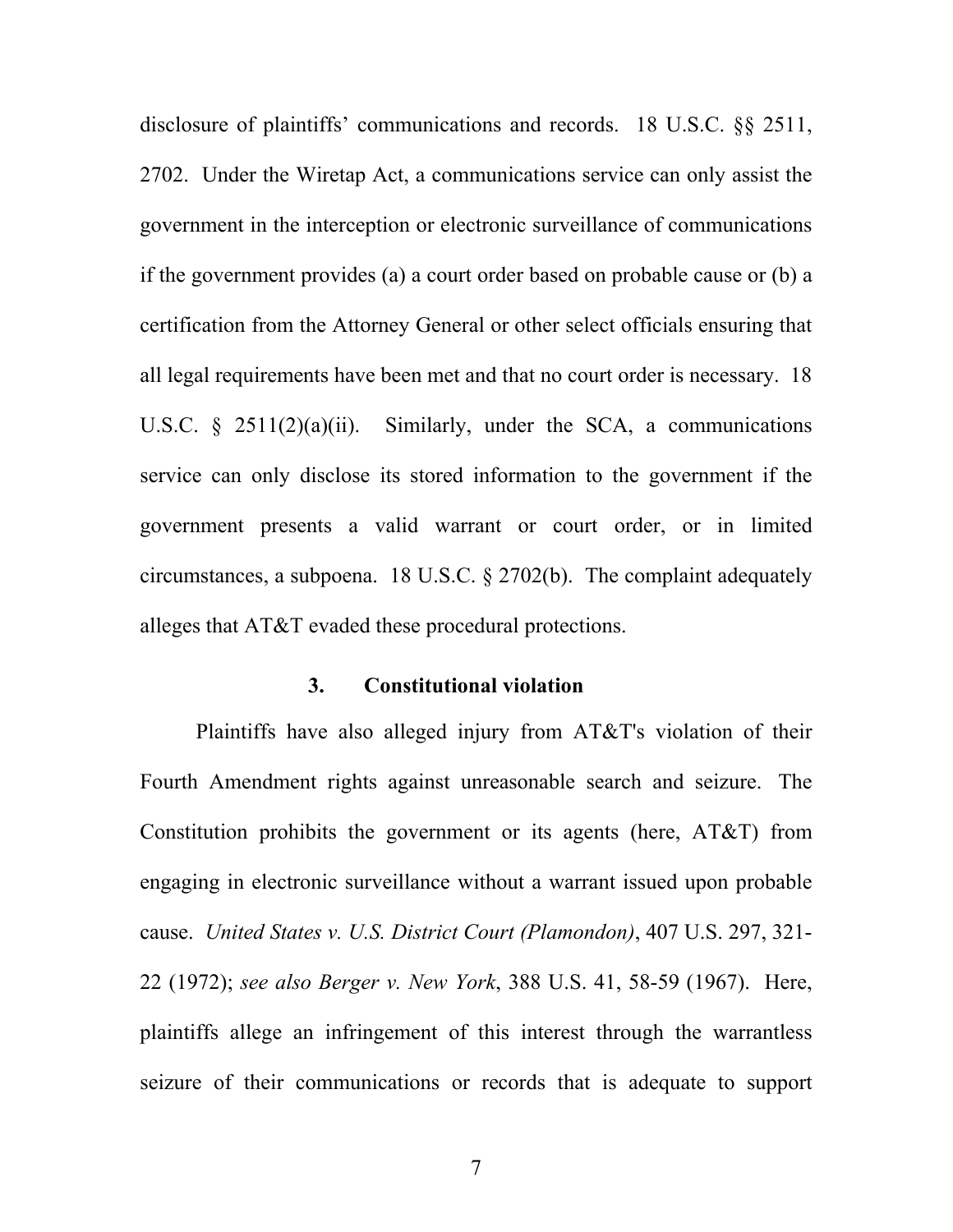disclosure of plaintiffs' communications and records. 18 U.S.C. §§ 2511, 2702. Under the Wiretap Act, a communications service can only assist the government in the interception or electronic surveillance of communications if the government provides (a) a court order based on probable cause or (b) a certification from the Attorney General or other select officials ensuring that all legal requirements have been met and that no court order is necessary. 18 U.S.C. § 2511(2)(a)(ii). Similarly, under the SCA, a communications service can only disclose its stored information to the government if the government presents a valid warrant or court order, or in limited circumstances, a subpoena. 18 U.S.C. § 2702(b). The complaint adequately alleges that AT&T evaded these procedural protections.

### 3. Constitutional violation

Plaintiffs have also alleged injury from AT&T's violation of their Fourth Amendment rights against unreasonable search and seizure. The Constitution prohibits the government or its agents (here, AT&T) from engaging in electronic surveillance without a warrant issued upon probable cause. *United States v. U.S. District Court (Plamondon)*, 407 U.S. 297, 321-22 (1972); *see also Berger v. New York*, 388 U.S. 41, 58-59 (1967). Here, plaintiffs allege an infringement of this interest through the warrantless seizure of their communications or records that is adequate to support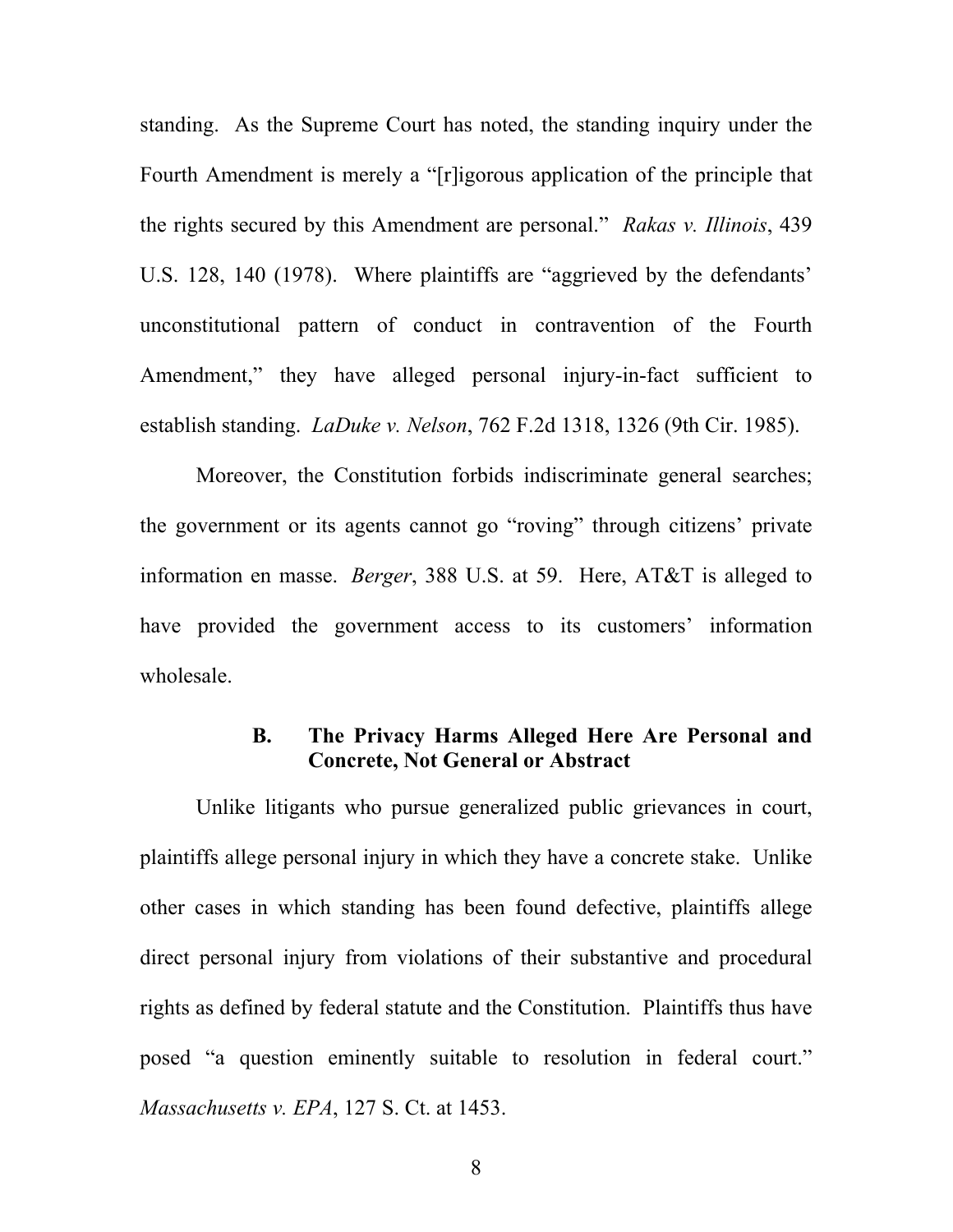standing. As the Supreme Court has noted, the standing inquiry under the Fourth Amendment is merely a "[r]igorous application of the principle that the rights secured by this Amendment are personal." *Rakas v. Illinois*, 439 U.S. 128, 140 (1978). Where plaintiffs are "aggrieved by the defendants' unconstitutional pattern of conduct in contravention of the Fourth Amendment," they have alleged personal injury-in-fact sufficient to establish standing. *LaDuke v. Nelson*, 762 F.2d 1318, 1326 (9th Cir. 1985).

Moreover, the Constitution forbids indiscriminate general searches; the government or its agents cannot go "roving" through citizens' private information en masse. *Berger*, 388 U.S. at 59. Here, AT&T is alleged to have provided the government access to its customers' information wholesale.

### B. The Privacy Harms Alleged Here Are Personal and Concrete, Not General or Abstract

Unlike litigants who pursue generalized public grievances in court, plaintiffs allege personal injury in which they have a concrete stake. Unlike other cases in which standing has been found defective, plaintiffs allege direct personal injury from violations of their substantive and procedural rights as defined by federal statute and the Constitution. Plaintiffs thus have posed "a question eminently suitable to resolution in federal court." *Massachusetts v. EPA*, 127 S. Ct. at 1453.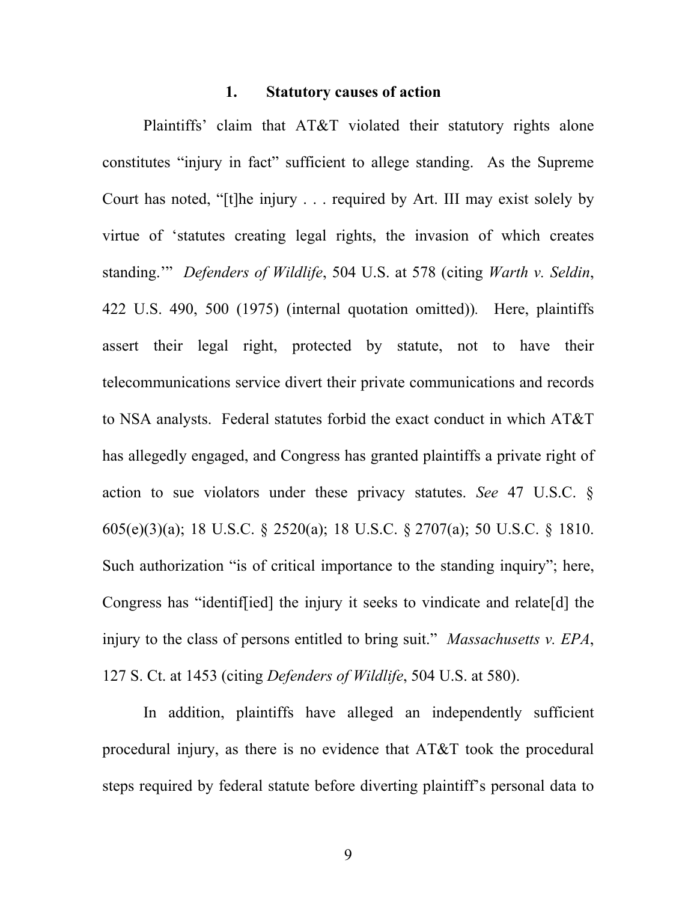### 1. Statutory causes of action

Plaintiffs' claim that AT&T violated their statutory rights alone constitutes "injury in fact" sufficient to allege standing. As the Supreme Court has noted, "[t]he injury . . . required by Art. III may exist solely by virtue of 'statutes creating legal rights, the invasion of which creates standing.'" *Defenders of Wildlife*, 504 U.S. at 578 (citing *Warth v. Seldin*, 422 U.S. 490, 500 (1975) (internal quotation omitted)). Here, plaintiffs assert their legal right, protected by statute, not to have their telecommunications service divert their private communications and records to NSA analysts. Federal statutes forbid the exact conduct in which AT&T has allegedly engaged, and Congress has granted plaintiffs a private right of action to sue violators under these privacy statutes. *See* 47 U.S.C. § 605(e)(3)(a); 18 U.S.C. § 2520(a); 18 U.S.C. § 2707(a); 50 U.S.C. § 1810. Such authorization "is of critical importance to the standing inquiry"; here, Congress has "identif[ied] the injury it seeks to vindicate and relate[d] the injury to the class of persons entitled to bring suit." *Massachusetts v. EPA*, 127 S. Ct. at 1453 (citing *Defenders of Wildlife*, 504 U.S. at 580).

In addition, plaintiffs have alleged an independently sufficient procedural injury, as there is no evidence that AT&T took the procedural steps required by federal statute before diverting plaintiff's personal data to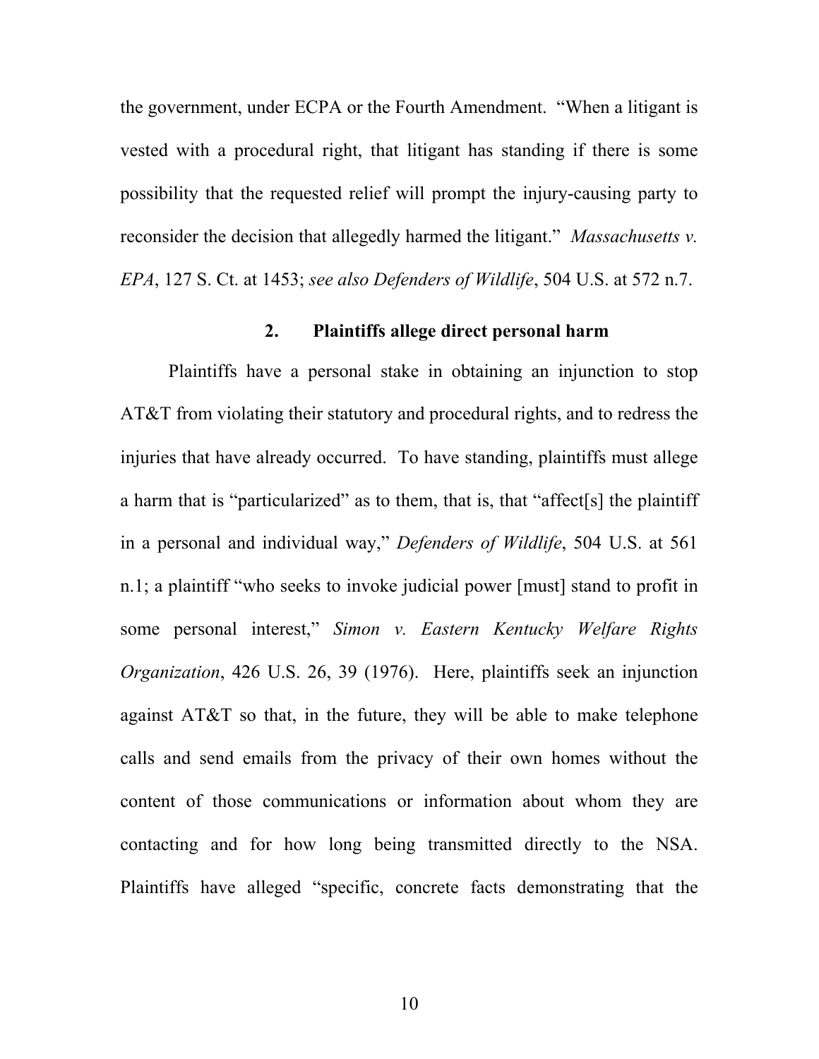the government, under ECPA or the Fourth Amendment. "When a litigant is vested with a procedural right, that litigant has standing if there is some possibility that the requested relief will prompt the injury-causing party to reconsider the decision that allegedly harmed the litigant." *Massachusetts v. EPA*, 127 S. Ct. at 1453; *see also Defenders of Wildlife*, 504 U.S. at 572 n.7.

### 2. Plaintiffs allege direct personal harm

Plaintiffs have a personal stake in obtaining an injunction to stop AT&T from violating their statutory and procedural rights, and to redress the injuries that have already occurred. To have standing, plaintiffs must allege a harm that is "particularized" as to them, that is, that "affect[s] the plaintiff in a personal and individual way," *Defenders of Wildlife*, 504 U.S. at 561 n.1; a plaintiff "who seeks to invoke judicial power [must] stand to profit in some personal interest," *Simon v. Eastern Kentucky Welfare Rights Organization*, 426 U.S. 26, 39 (1976). Here, plaintiffs seek an injunction against AT&T so that, in the future, they will be able to make telephone calls and send emails from the privacy of their own homes without the content of those communications or information about whom they are contacting and for how long being transmitted directly to the NSA. Plaintiffs have alleged "specific, concrete facts demonstrating that the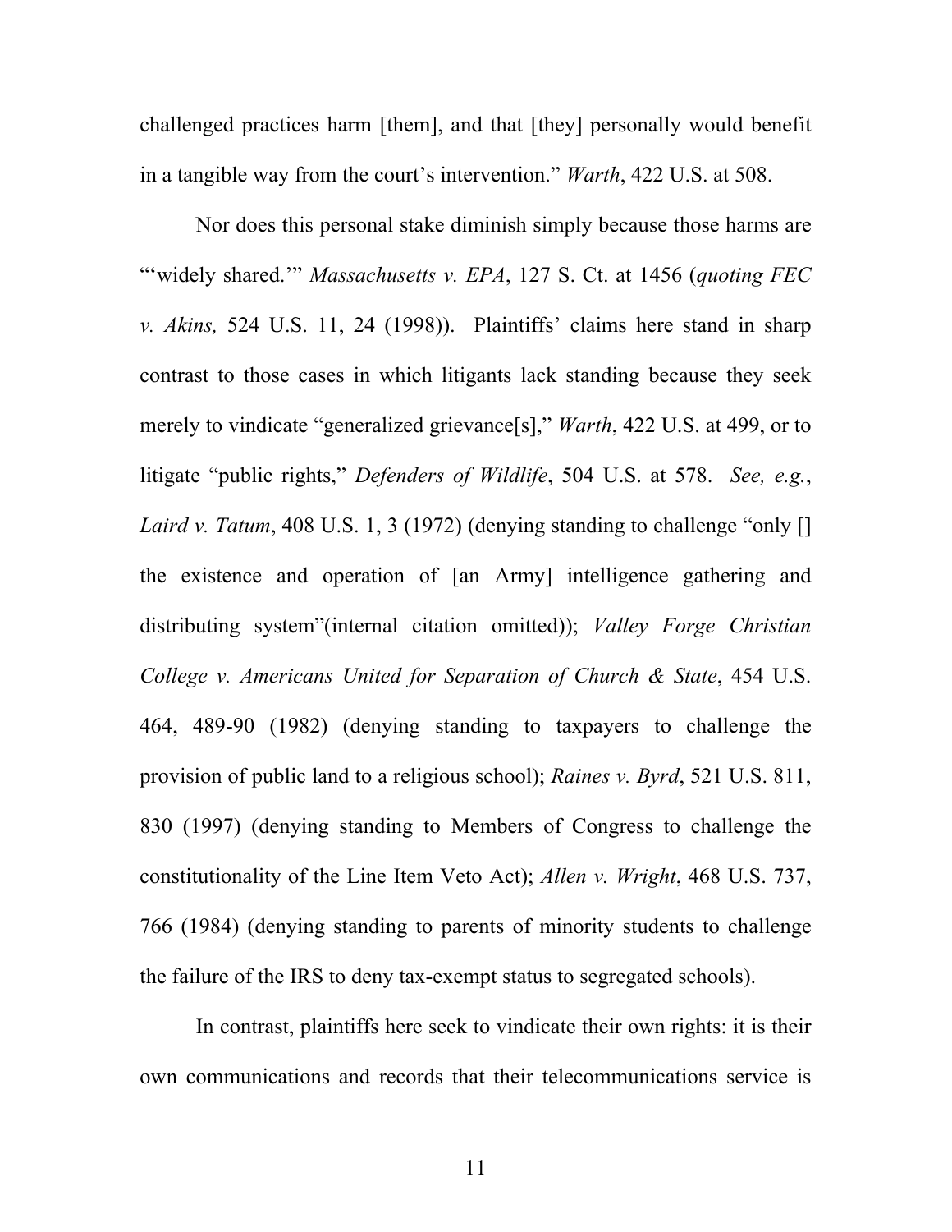challenged practices harm [them], and that [they] personally would benefit in a tangible way from the court's intervention." *Warth*, 422 U.S. at 508.

Nor does this personal stake diminish simply because those harms are "'widely shared.'" *Massachusetts v. EPA*, 127 S. Ct. at 1456 (*quoting FEC v. Akins,* 524 U.S. 11, 24 (1998)). Plaintiffs' claims here stand in sharp contrast to those cases in which litigants lack standing because they seek merely to vindicate "generalized grievance[s]," *Warth*, 422 U.S. at 499, or to litigate "public rights," *Defenders of Wildlife*, 504 U.S. at 578. *See, e.g.*, *Laird v. Tatum*, 408 U.S. 1, 3 (1972) (denying standing to challenge "only [] the existence and operation of [an Army] intelligence gathering and distributing system"(internal citation omitted)); *Valley Forge Christian College v. Americans United for Separation of Church & State*, 454 U.S. 464, 489-90 (1982) (denying standing to taxpayers to challenge the provision of public land to a religious school); *Raines v. Byrd*, 521 U.S. 811, 830 (1997) (denying standing to Members of Congress to challenge the constitutionality of the Line Item Veto Act); *Allen v. Wright*, 468 U.S. 737, 766 (1984) (denying standing to parents of minority students to challenge the failure of the IRS to deny tax-exempt status to segregated schools).

In contrast, plaintiffs here seek to vindicate their own rights: it is their own communications and records that their telecommunications service is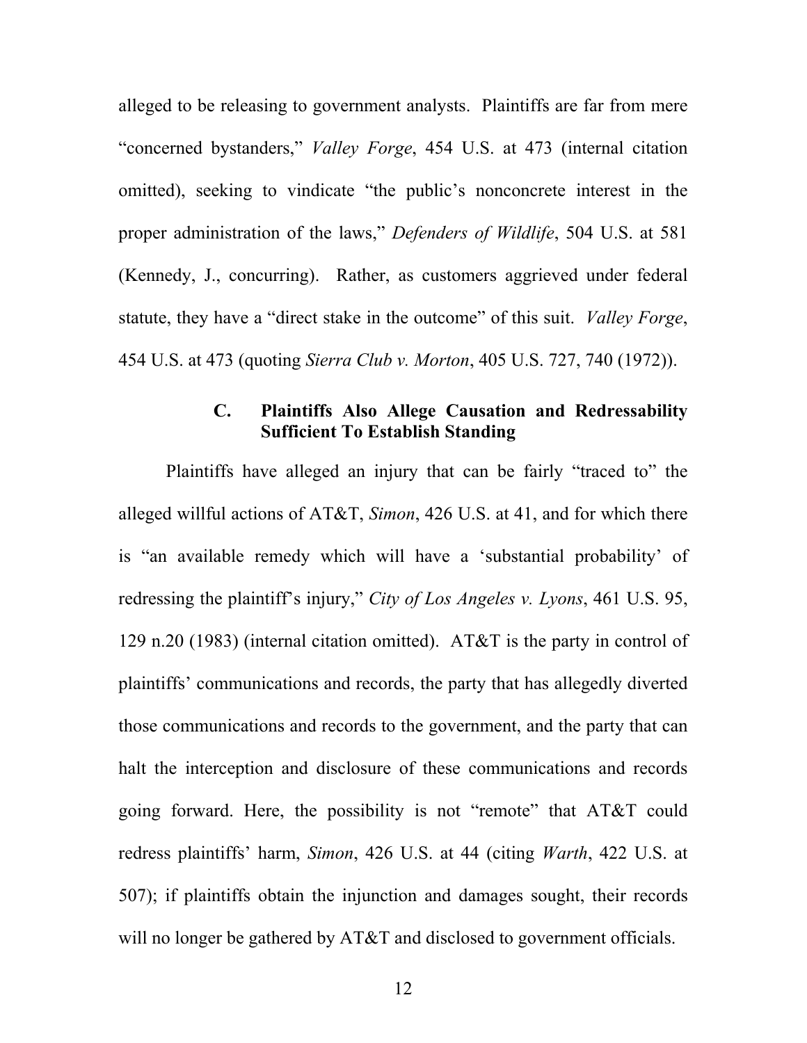alleged to be releasing to government analysts. Plaintiffs are far from mere "concerned bystanders," *Valley Forge*, 454 U.S. at 473 (internal citation omitted), seeking to vindicate "the public's nonconcrete interest in the proper administration of the laws," *Defenders of Wildlife*, 504 U.S. at 581 (Kennedy, J., concurring). Rather, as customers aggrieved under federal statute, they have a "direct stake in the outcome" of this suit. *Valley Forge*, 454 U.S. at 473 (quoting *Sierra Club v. Morton*, 405 U.S. 727, 740 (1972)).

### C. Plaintiffs Also Allege Causation and Redressability Sufficient To Establish Standing

Plaintiffs have alleged an injury that can be fairly "traced to" the alleged willful actions of AT&T, *Simon*, 426 U.S. at 41, and for which there is "an available remedy which will have a 'substantial probability' of redressing the plaintiff's injury," *City of Los Angeles v. Lyons*, 461 U.S. 95, 129 n.20 (1983) (internal citation omitted). AT&T is the party in control of plaintiffs' communications and records, the party that has allegedly diverted those communications and records to the government, and the party that can halt the interception and disclosure of these communications and records going forward. Here, the possibility is not "remote" that AT&T could redress plaintiffs' harm, *Simon*, 426 U.S. at 44 (citing *Warth*, 422 U.S. at 507); if plaintiffs obtain the injunction and damages sought, their records will no longer be gathered by AT&T and disclosed to government officials.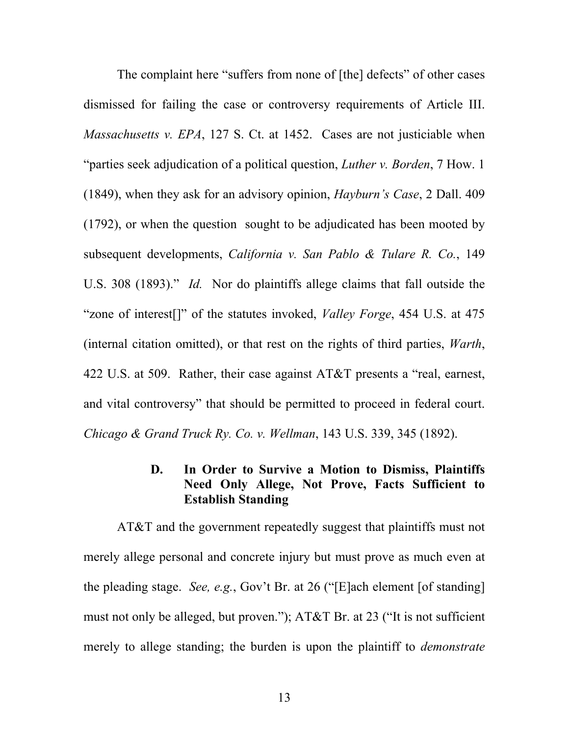The complaint here "suffers from none of [the] defects" of other cases dismissed for failing the case or controversy requirements of Article III. *Massachusetts v. EPA*, 127 S. Ct. at 1452. Cases are not justiciable when "parties seek adjudication of a political question, *Luther v. Borden*, 7 How. 1 (1849), when they ask for an advisory opinion, *Hayburn's Case*, 2 Dall. 409 (1792), or when the question sought to be adjudicated has been mooted by subsequent developments, *California v. San Pablo & Tulare R. Co.*, 149 U.S. 308 (1893)." *Id.* Nor do plaintiffs allege claims that fall outside the "zone of interest[]" of the statutes invoked, *Valley Forge*, 454 U.S. at 475 (internal citation omitted), or that rest on the rights of third parties, *Warth*, 422 U.S. at 509. Rather, their case against AT&T presents a "real, earnest, and vital controversy" that should be permitted to proceed in federal court. *Chicago & Grand Truck Ry. Co. v. Wellman*, 143 U.S. 339, 345 (1892).

### D. In Order to Survive a Motion to Dismiss, Plaintiffs Need Only Allege, Not Prove, Facts Sufficient to Establish Standing

AT&T and the government repeatedly suggest that plaintiffs must not merely allege personal and concrete injury but must prove as much even at the pleading stage. *See, e.g.*, Gov't Br. at 26 ("[E]ach element [of standing] must not only be alleged, but proven."); AT&T Br. at 23 ("It is not sufficient merely to allege standing; the burden is upon the plaintiff to *demonstrate*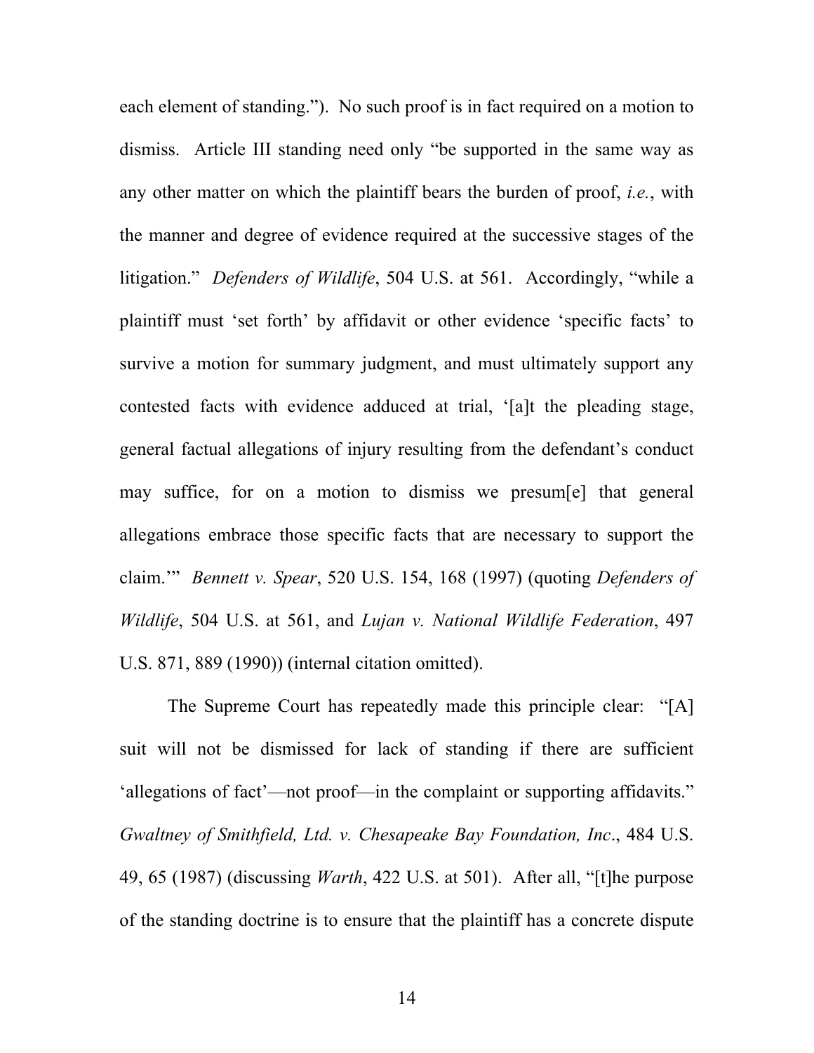each element of standing."). No such proof is in fact required on a motion to dismiss. Article III standing need only "be supported in the same way as any other matter on which the plaintiff bears the burden of proof, *i.e.*, with the manner and degree of evidence required at the successive stages of the litigation." *Defenders of Wildlife*, 504 U.S. at 561. Accordingly, "while a plaintiff must 'set forth' by affidavit or other evidence 'specific facts' to survive a motion for summary judgment, and must ultimately support any contested facts with evidence adduced at trial, '[a]t the pleading stage, general factual allegations of injury resulting from the defendant's conduct may suffice, for on a motion to dismiss we presum[e] that general allegations embrace those specific facts that are necessary to support the claim.'" *Bennett v. Spear*, 520 U.S. 154, 168 (1997) (quoting *Defenders of Wildlife*, 504 U.S. at 561, and *Lujan v. National Wildlife Federation*, 497 U.S. 871, 889 (1990)) (internal citation omitted).

The Supreme Court has repeatedly made this principle clear: "[A] suit will not be dismissed for lack of standing if there are sufficient 'allegations of fact'—not proof—in the complaint or supporting affidavits." *Gwaltney of Smithfield, Ltd. v. Chesapeake Bay Foundation, Inc*., 484 U.S. 49, 65 (1987) (discussing *Warth*, 422 U.S. at 501). After all, "[t]he purpose of the standing doctrine is to ensure that the plaintiff has a concrete dispute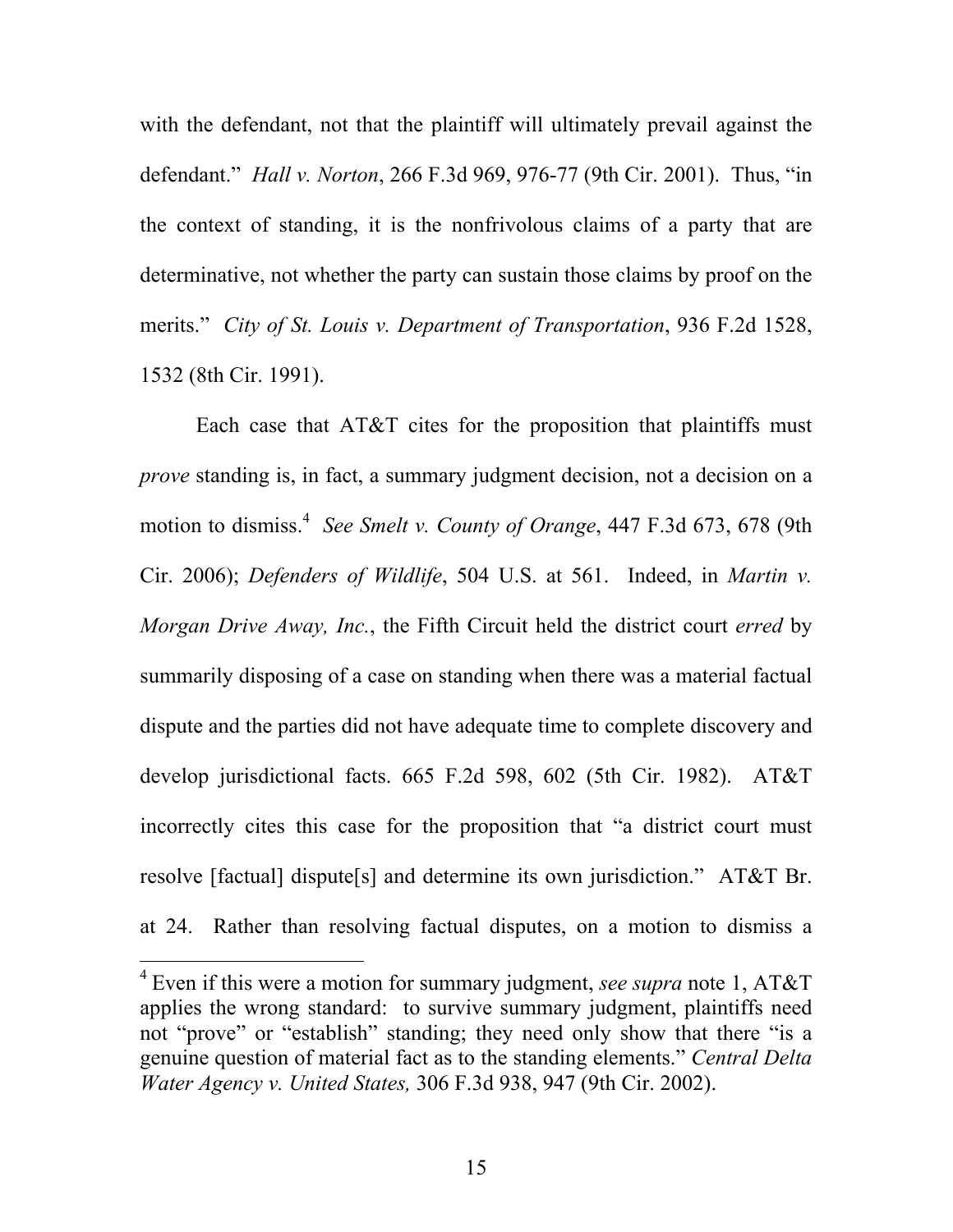with the defendant, not that the plaintiff will ultimately prevail against the defendant." *Hall v. Norton*, 266 F.3d 969, 976-77 (9th Cir. 2001). Thus, "in the context of standing, it is the nonfrivolous claims of a party that are determinative, not whether the party can sustain those claims by proof on the merits." *City of St. Louis v. Department of Transportation*, 936 F.2d 1528, 1532 (8th Cir. 1991).

Each case that AT&T cites for the proposition that plaintiffs must *prove* standing is, in fact, a summary judgment decision, not a decision on a motion to dismiss.[4] *See Smelt v. County of Orange*, 447 F.3d 673, 678 (9th Cir. 2006); *Defenders of Wildlife*, 504 U.S. at 561. Indeed, in *Martin v. Morgan Drive Away, Inc.*, the Fifth Circuit held the district court *erred* by summarily disposing of a case on standing when there was a material factual dispute and the parties did not have adequate time to complete discovery and develop jurisdictional facts. 665 F.2d 598, 602 (5th Cir. 1982). AT&T incorrectly cites this case for the proposition that "a district court must resolve [factual] dispute[s] and determine its own jurisdiction." AT&T Br. at 24. Rather than resolving factual disputes, on a motion to dismiss a

---

[4] Even if this were a motion for summary judgment, *see supra* note 1, AT&T applies the wrong standard: to survive summary judgment, plaintiffs need not "prove" or "establish" standing; they need only show that there "is a genuine question of material fact as to the standing elements." *Central Delta Water Agency v. United States,* 306 F.3d 938, 947 (9th Cir. 2002).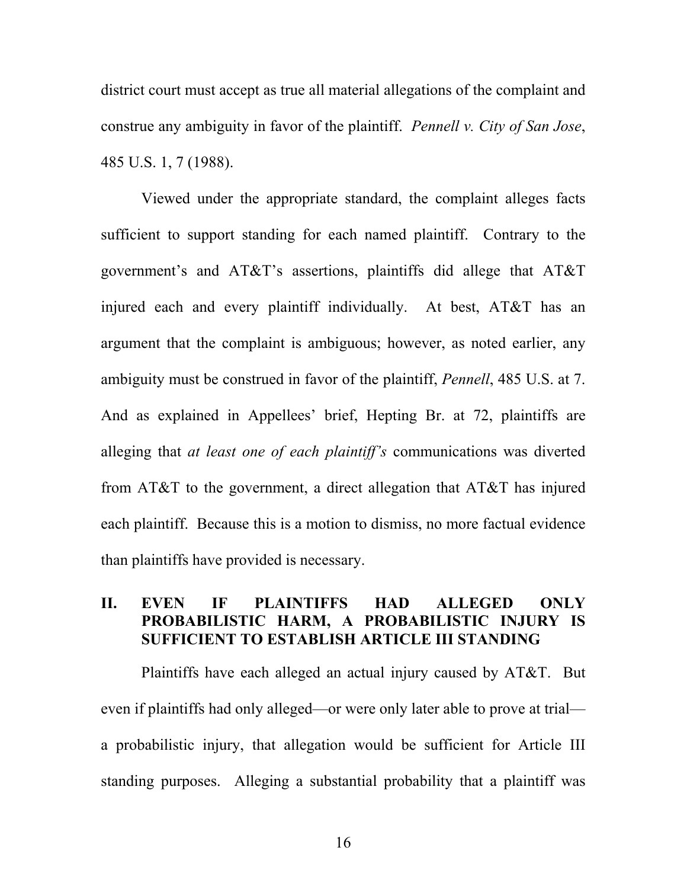district court must accept as true all material allegations of the complaint and construe any ambiguity in favor of the plaintiff. *Pennell v. City of San Jose*, 485 U.S. 1, 7 (1988).

Viewed under the appropriate standard, the complaint alleges facts sufficient to support standing for each named plaintiff. Contrary to the government's and AT&T's assertions, plaintiffs did allege that AT&T injured each and every plaintiff individually. At best, AT&T has an argument that the complaint is ambiguous; however, as noted earlier, any ambiguity must be construed in favor of the plaintiff, *Pennell*, 485 U.S. at 7. And as explained in Appellees' brief, Hepting Br. at 72, plaintiffs are alleging that *at least one of each plaintiff's* communications was diverted from AT&T to the government, a direct allegation that AT&T has injured each plaintiff. Because this is a motion to dismiss, no more factual evidence than plaintiffs have provided is necessary.

## II. EVEN IF PLAINTIFFS HAD ALLEGED ONLY PROBABILISTIC HARM, A PROBABILISTIC INJURY IS SUFFICIENT TO ESTABLISH ARTICLE III STANDING

Plaintiffs have each alleged an actual injury caused by AT&T. But even if plaintiffs had only alleged—or were only later able to prove at trial—a probabilistic injury, that allegation would be sufficient for Article III standing purposes. Alleging a substantial probability that a plaintiff was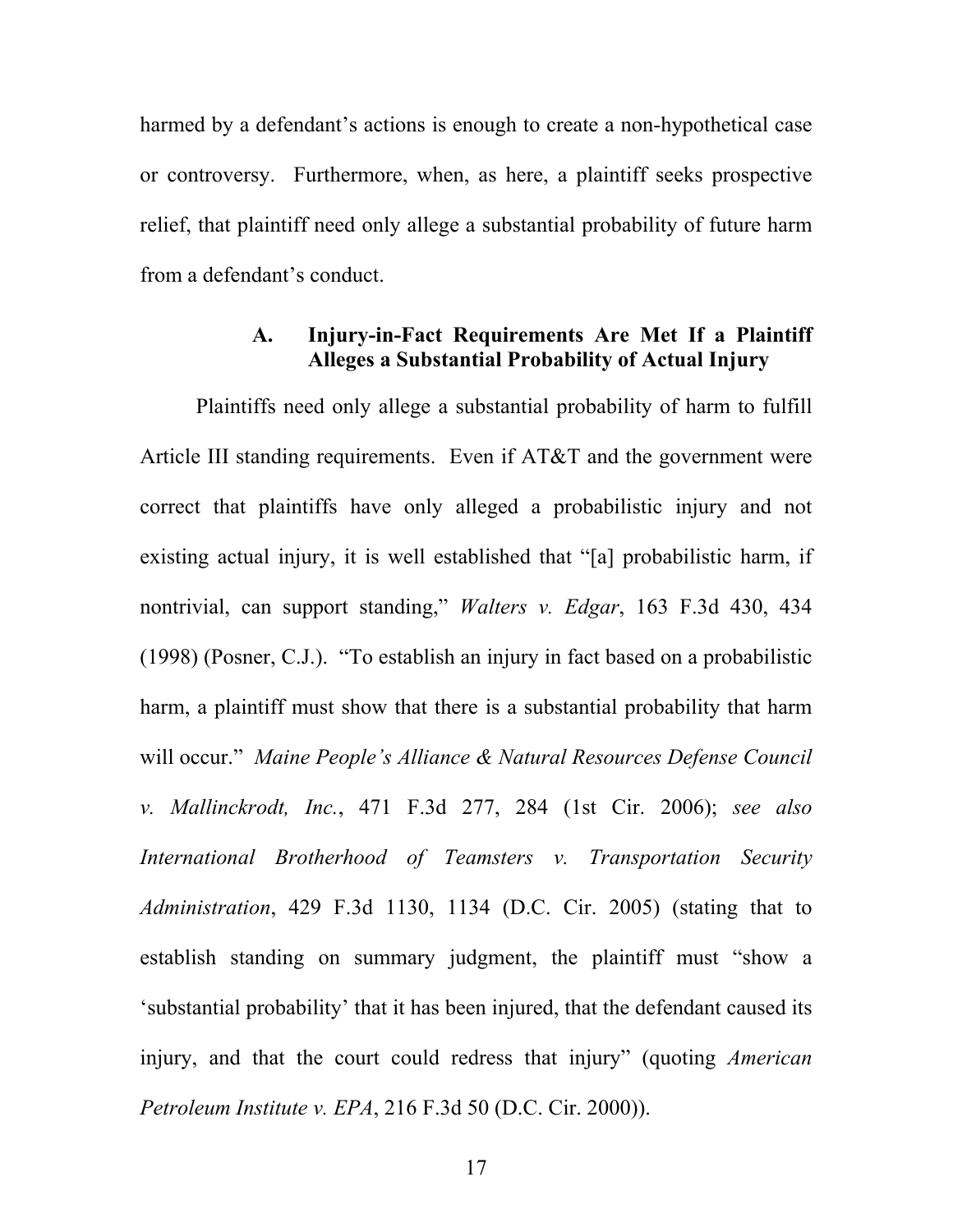harmed by a defendant's actions is enough to create a non-hypothetical case or controversy. Furthermore, when, as here, a plaintiff seeks prospective relief, that plaintiff need only allege a substantial probability of future harm from a defendant's conduct.

### A. Injury-in-Fact Requirements Are Met If a Plaintiff Alleges a Substantial Probability of Actual Injury

Plaintiffs need only allege a substantial probability of harm to fulfill Article III standing requirements. Even if AT&T and the government were correct that plaintiffs have only alleged a probabilistic injury and not existing actual injury, it is well established that "[a] probabilistic harm, if nontrivial, can support standing," *Walters v. Edgar*, 163 F.3d 430, 434 (1998) (Posner, C.J.). "To establish an injury in fact based on a probabilistic harm, a plaintiff must show that there is a substantial probability that harm will occur." *Maine People's Alliance & Natural Resources Defense Council v. Mallinckrodt, Inc.*, 471 F.3d 277, 284 (1st Cir. 2006); *see also International Brotherhood of Teamsters v. Transportation Security Administration*, 429 F.3d 1130, 1134 (D.C. Cir. 2005) (stating that to establish standing on summary judgment, the plaintiff must "show a 'substantial probability' that it has been injured, that the defendant caused its injury, and that the court could redress that injury" (quoting *American Petroleum Institute v. EPA*, 216 F.3d 50 (D.C. Cir. 2000)).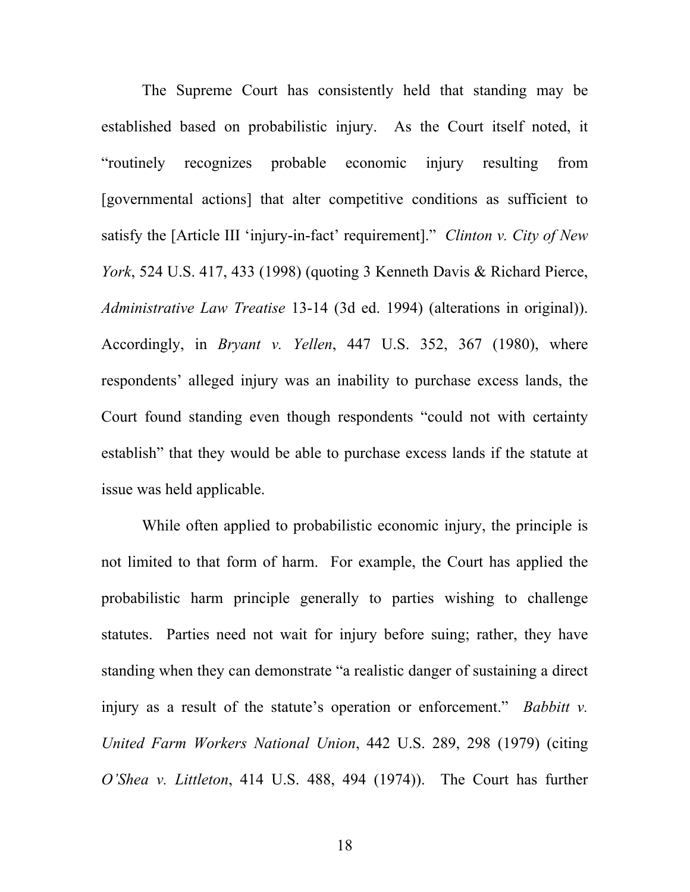The Supreme Court has consistently held that standing may be established based on probabilistic injury. As the Court itself noted, it "routinely recognizes probable economic injury resulting from [governmental actions] that alter competitive conditions as sufficient to satisfy the [Article III 'injury-in-fact' requirement]." *Clinton v. City of New York*, 524 U.S. 417, 433 (1998) (quoting 3 Kenneth Davis & Richard Pierce, *Administrative Law Treatise* 13-14 (3d ed. 1994) (alterations in original)). Accordingly, in *Bryant v. Yellen*, 447 U.S. 352, 367 (1980), where respondents' alleged injury was an inability to purchase excess lands, the Court found standing even though respondents "could not with certainty establish" that they would be able to purchase excess lands if the statute at issue was held applicable.

While often applied to probabilistic economic injury, the principle is not limited to that form of harm. For example, the Court has applied the probabilistic harm principle generally to parties wishing to challenge statutes. Parties need not wait for injury before suing; rather, they have standing when they can demonstrate "a realistic danger of sustaining a direct injury as a result of the statute's operation or enforcement." *Babbitt v. United Farm Workers National Union*, 442 U.S. 289, 298 (1979) (citing *O'Shea v. Littleton*, 414 U.S. 488, 494 (1974)). The Court has further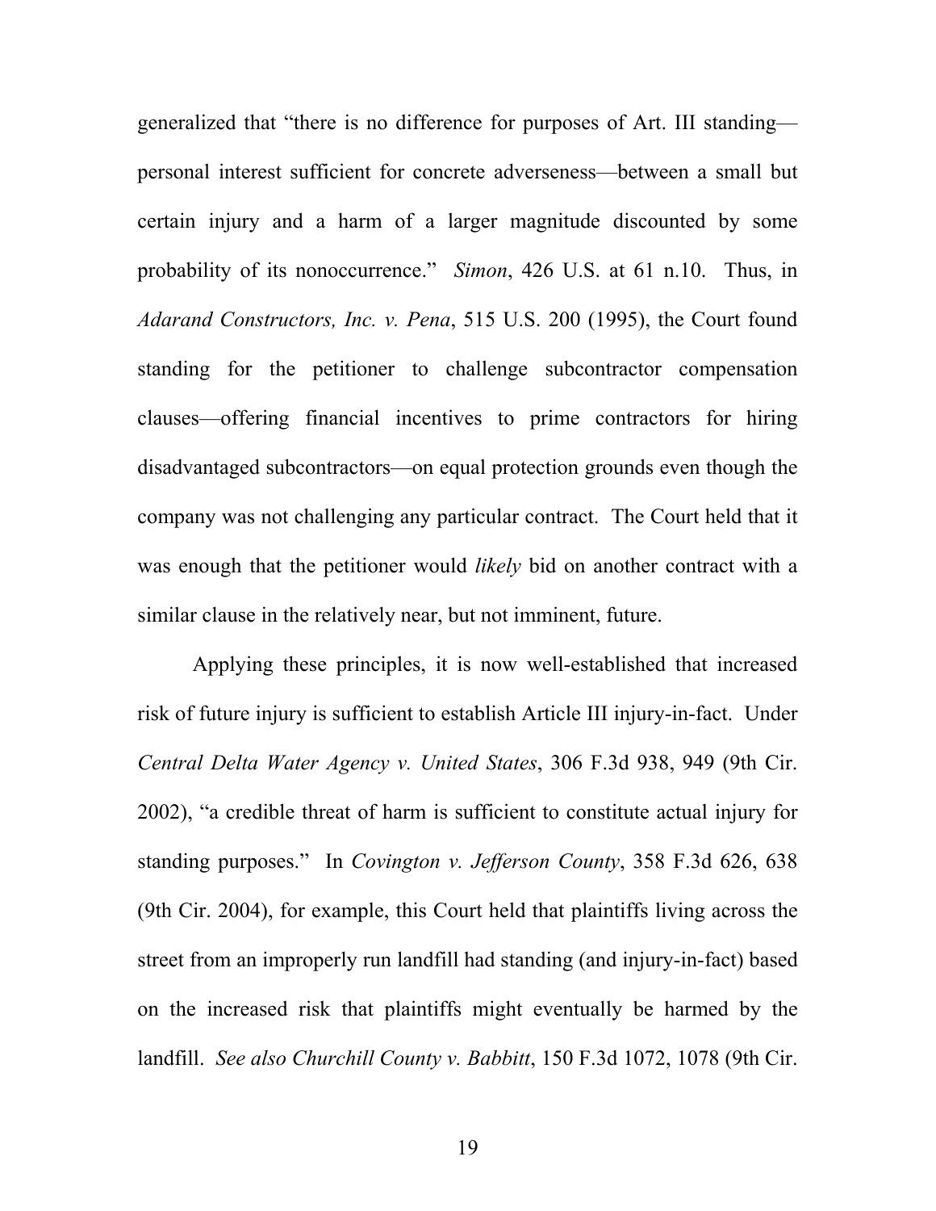generalized that "there is no difference for purposes of Art. III standing—personal interest sufficient for concrete adverseness—between a small but certain injury and a harm of a larger magnitude discounted by some probability of its nonoccurrence." *Simon*, 426 U.S. at 61 n.10. Thus, in *Adarand Constructors, Inc. v. Pena*, 515 U.S. 200 (1995), the Court found standing for the petitioner to challenge subcontractor compensation clauses—offering financial incentives to prime contractors for hiring disadvantaged subcontractors—on equal protection grounds even though the company was not challenging any particular contract. The Court held that it was enough that the petitioner would *likely* bid on another contract with a similar clause in the relatively near, but not imminent, future.

Applying these principles, it is now well-established that increased risk of future injury is sufficient to establish Article III injury-in-fact. Under *Central Delta Water Agency v. United States*, 306 F.3d 938, 949 (9th Cir. 2002), "a credible threat of harm is sufficient to constitute actual injury for standing purposes." In *Covington v. Jefferson County*, 358 F.3d 626, 638 (9th Cir. 2004), for example, this Court held that plaintiffs living across the street from an improperly run landfill had standing (and injury-in-fact) based on the increased risk that plaintiffs might eventually be harmed by the landfill. *See also Churchill County v. Babbitt*, 150 F.3d 1072, 1078 (9th Cir.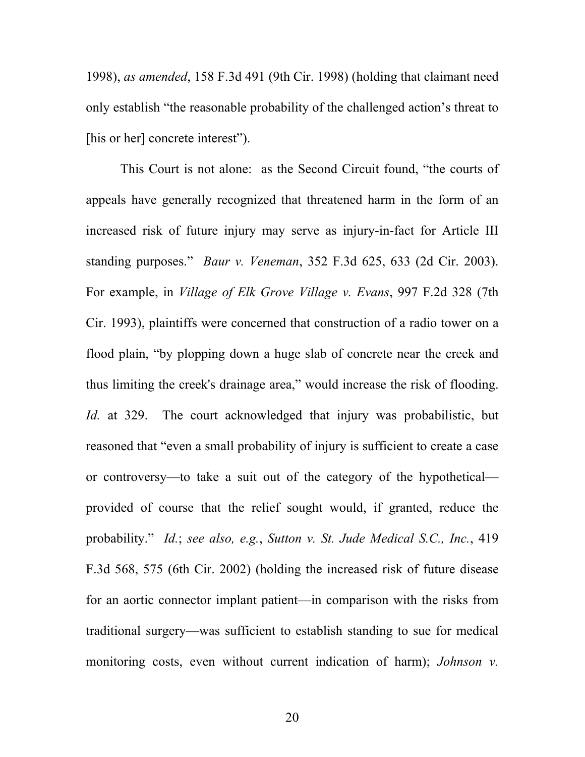1998), *as amended*, 158 F.3d 491 (9th Cir. 1998) (holding that claimant need only establish "the reasonable probability of the challenged action's threat to [his or her] concrete interest").

This Court is not alone: as the Second Circuit found, "the courts of appeals have generally recognized that threatened harm in the form of an increased risk of future injury may serve as injury-in-fact for Article III standing purposes." *Baur v. Veneman*, 352 F.3d 625, 633 (2d Cir. 2003). For example, in *Village of Elk Grove Village v. Evans*, 997 F.2d 328 (7th Cir. 1993), plaintiffs were concerned that construction of a radio tower on a flood plain, "by plopping down a huge slab of concrete near the creek and thus limiting the creek's drainage area," would increase the risk of flooding. *Id.* at 329. The court acknowledged that injury was probabilistic, but reasoned that "even a small probability of injury is sufficient to create a case or controversy—to take a suit out of the category of the hypothetical—provided of course that the relief sought would, if granted, reduce the probability." *Id.*; *see also, e.g.*, *Sutton v. St. Jude Medical S.C., Inc.*, 419 F.3d 568, 575 (6th Cir. 2002) (holding the increased risk of future disease for an aortic connector implant patient—in comparison with the risks from traditional surgery—was sufficient to establish standing to sue for medical monitoring costs, even without current indication of harm); *Johnson v.*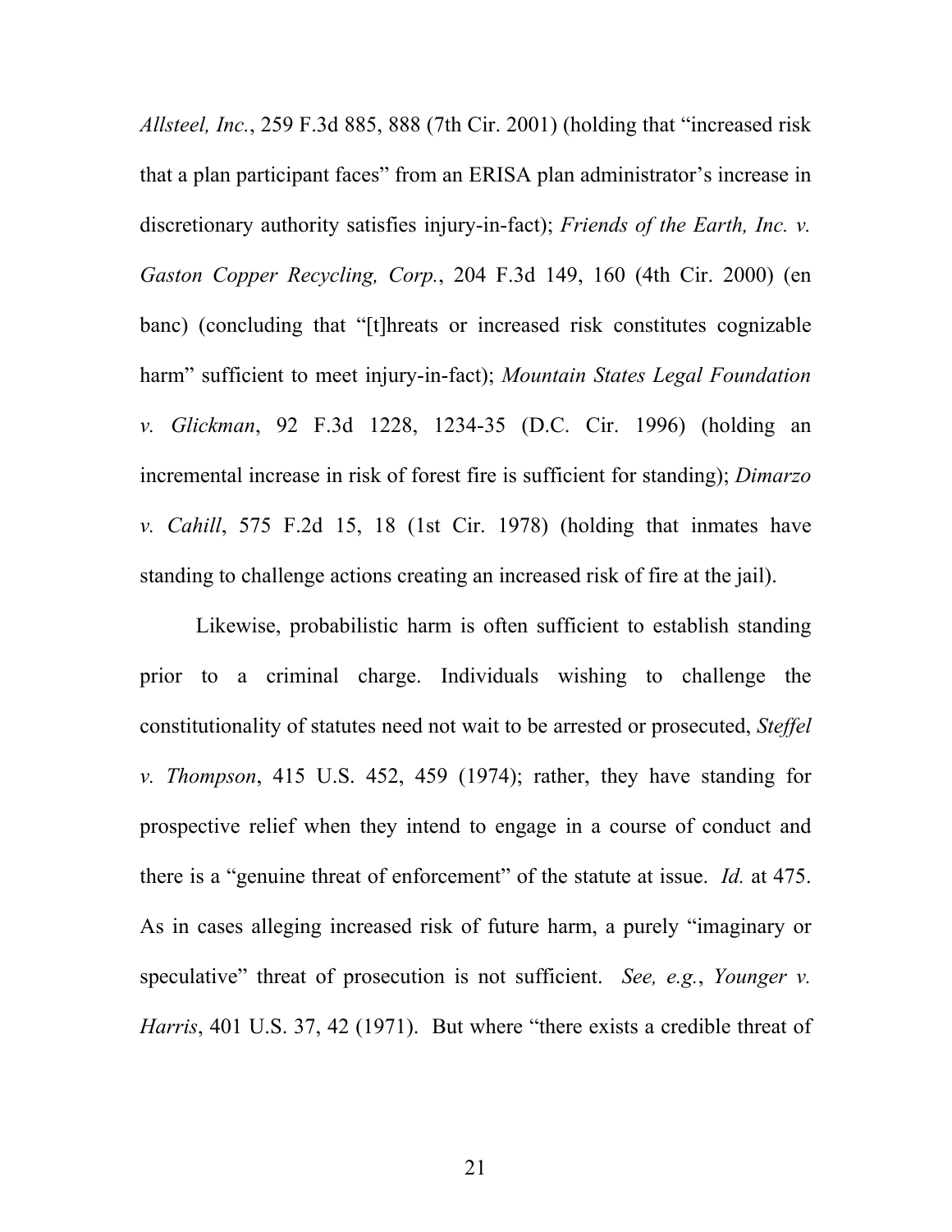*Allsteel, Inc.*, 259 F.3d 885, 888 (7th Cir. 2001) (holding that "increased risk that a plan participant faces" from an ERISA plan administrator's increase in discretionary authority satisfies injury-in-fact); *Friends of the Earth, Inc. v. Gaston Copper Recycling, Corp.*, 204 F.3d 149, 160 (4th Cir. 2000) (en banc) (concluding that "[t]hreats or increased risk constitutes cognizable harm" sufficient to meet injury-in-fact); *Mountain States Legal Foundation v. Glickman*, 92 F.3d 1228, 1234-35 (D.C. Cir. 1996) (holding an incremental increase in risk of forest fire is sufficient for standing); *Dimarzo v. Cahill*, 575 F.2d 15, 18 (1st Cir. 1978) (holding that inmates have standing to challenge actions creating an increased risk of fire at the jail).

Likewise, probabilistic harm is often sufficient to establish standing prior to a criminal charge. Individuals wishing to challenge the constitutionality of statutes need not wait to be arrested or prosecuted, *Steffel v. Thompson*, 415 U.S. 452, 459 (1974); rather, they have standing for prospective relief when they intend to engage in a course of conduct and there is a "genuine threat of enforcement" of the statute at issue. *Id.* at 475. As in cases alleging increased risk of future harm, a purely "imaginary or speculative" threat of prosecution is not sufficient. *See, e.g.*, *Younger v. Harris*, 401 U.S. 37, 42 (1971). But where "there exists a credible threat of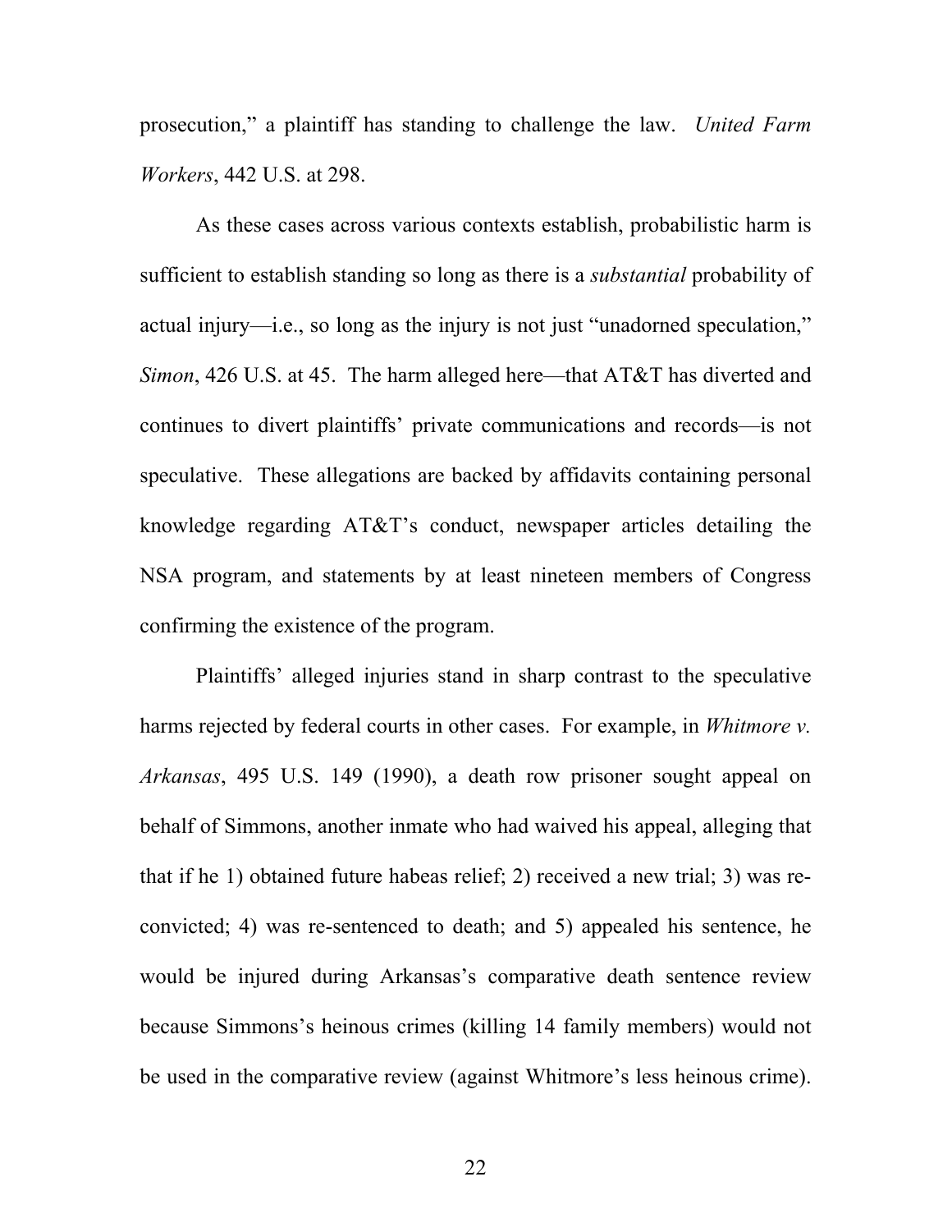prosecution," a plaintiff has standing to challenge the law. *United Farm Workers*, 442 U.S. at 298.

As these cases across various contexts establish, probabilistic harm is sufficient to establish standing so long as there is a *substantial* probability of actual injury—i.e., so long as the injury is not just "unadorned speculation," *Simon*, 426 U.S. at 45. The harm alleged here—that AT&T has diverted and continues to divert plaintiffs' private communications and records—is not speculative. These allegations are backed by affidavits containing personal knowledge regarding AT&T's conduct, newspaper articles detailing the NSA program, and statements by at least nineteen members of Congress confirming the existence of the program.

Plaintiffs' alleged injuries stand in sharp contrast to the speculative harms rejected by federal courts in other cases. For example, in *Whitmore v. Arkansas*, 495 U.S. 149 (1990), a death row prisoner sought appeal on behalf of Simmons, another inmate who had waived his appeal, alleging that that if he 1) obtained future habeas relief; 2) received a new trial; 3) was re-convicted; 4) was re-sentenced to death; and 5) appealed his sentence, he would be injured during Arkansas's comparative death sentence review because Simmons's heinous crimes (killing 14 family members) would not be used in the comparative review (against Whitmore's less heinous crime).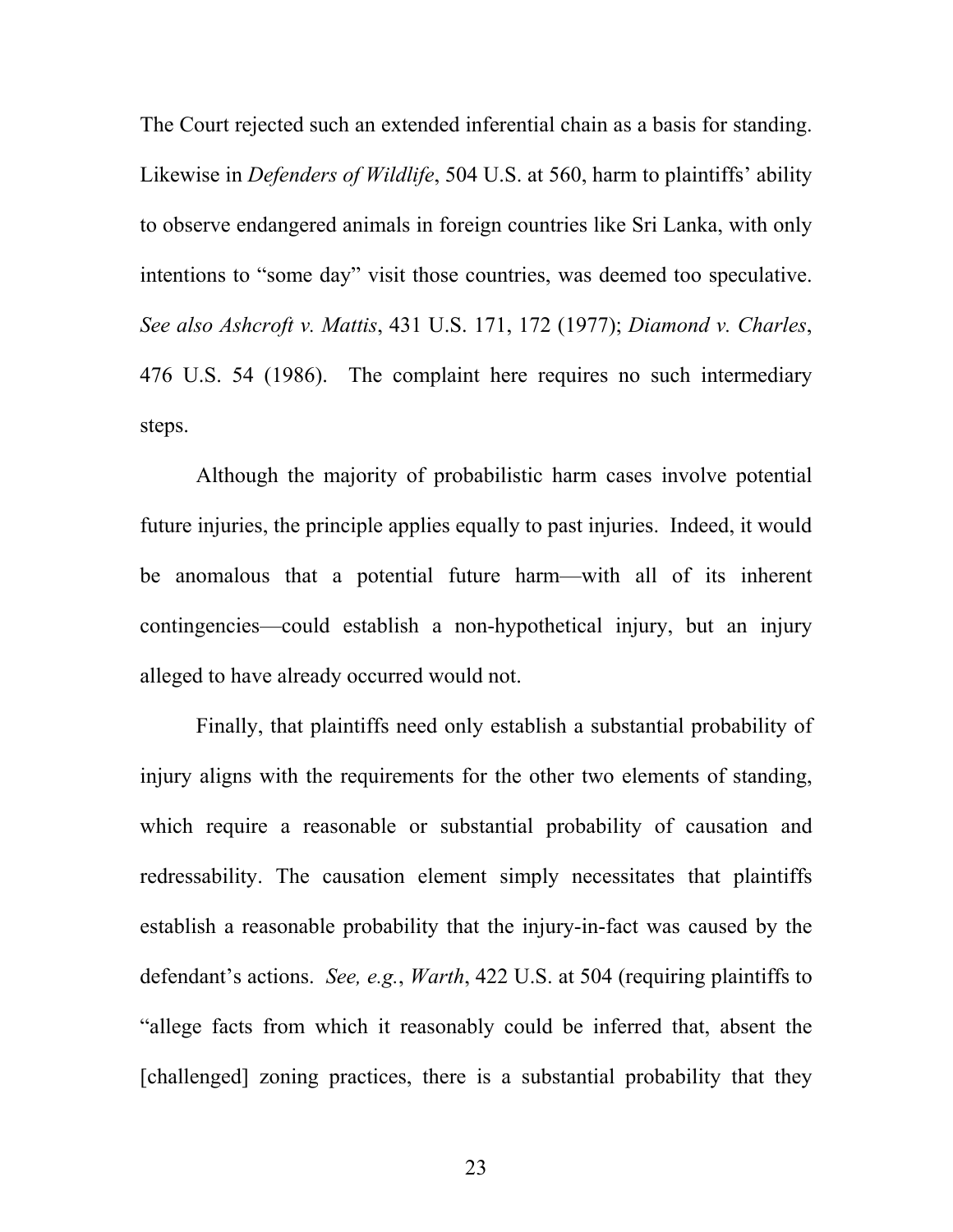The Court rejected such an extended inferential chain as a basis for standing. Likewise in *Defenders of Wildlife*, 504 U.S. at 560, harm to plaintiffs' ability to observe endangered animals in foreign countries like Sri Lanka, with only intentions to "some day" visit those countries, was deemed too speculative. *See also Ashcroft v. Mattis*, 431 U.S. 171, 172 (1977); *Diamond v. Charles*, 476 U.S. 54 (1986). The complaint here requires no such intermediary steps.

Although the majority of probabilistic harm cases involve potential future injuries, the principle applies equally to past injuries. Indeed, it would be anomalous that a potential future harm—with all of its inherent contingencies—could establish a non-hypothetical injury, but an injury alleged to have already occurred would not.

Finally, that plaintiffs need only establish a substantial probability of injury aligns with the requirements for the other two elements of standing, which require a reasonable or substantial probability of causation and redressability. The causation element simply necessitates that plaintiffs establish a reasonable probability that the injury-in-fact was caused by the defendant's actions. *See, e.g.*, *Warth*, 422 U.S. at 504 (requiring plaintiffs to "allege facts from which it reasonably could be inferred that, absent the [challenged] zoning practices, there is a substantial probability that they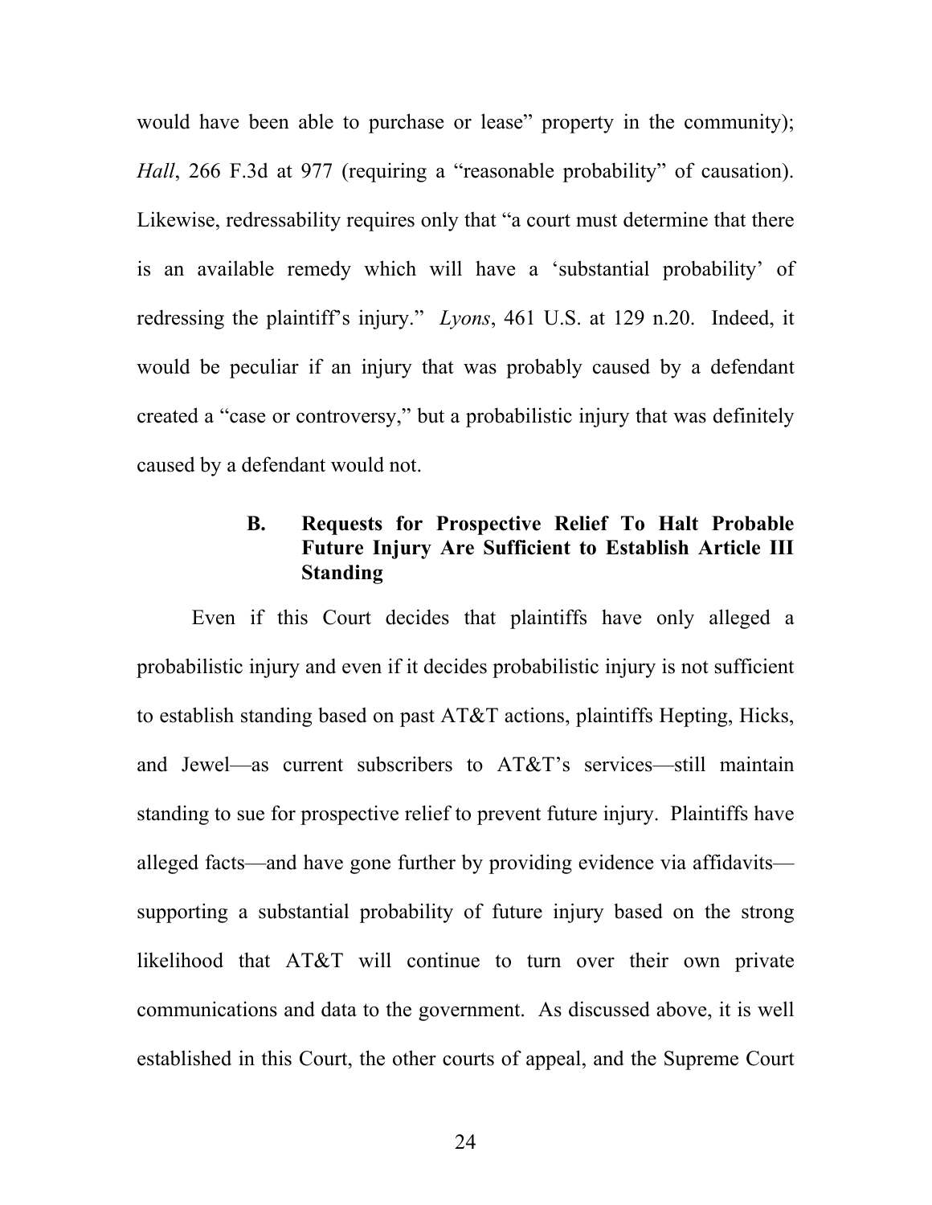would have been able to purchase or lease" property in the community); *Hall*, 266 F.3d at 977 (requiring a "reasonable probability" of causation). Likewise, redressability requires only that "a court must determine that there is an available remedy which will have a 'substantial probability' of redressing the plaintiff's injury." *Lyons*, 461 U.S. at 129 n.20. Indeed, it would be peculiar if an injury that was probably caused by a defendant created a "case or controversy," but a probabilistic injury that was definitely caused by a defendant would not.

### B. Requests for Prospective Relief To Halt Probable Future Injury Are Sufficient to Establish Article III Standing

Even if this Court decides that plaintiffs have only alleged a probabilistic injury and even if it decides probabilistic injury is not sufficient to establish standing based on past AT&T actions, plaintiffs Hepting, Hicks, and Jewel—as current subscribers to AT&T's services—still maintain standing to sue for prospective relief to prevent future injury. Plaintiffs have alleged facts—and have gone further by providing evidence via affidavits—supporting a substantial probability of future injury based on the strong likelihood that AT&T will continue to turn over their own private communications and data to the government. As discussed above, it is well established in this Court, the other courts of appeal, and the Supreme Court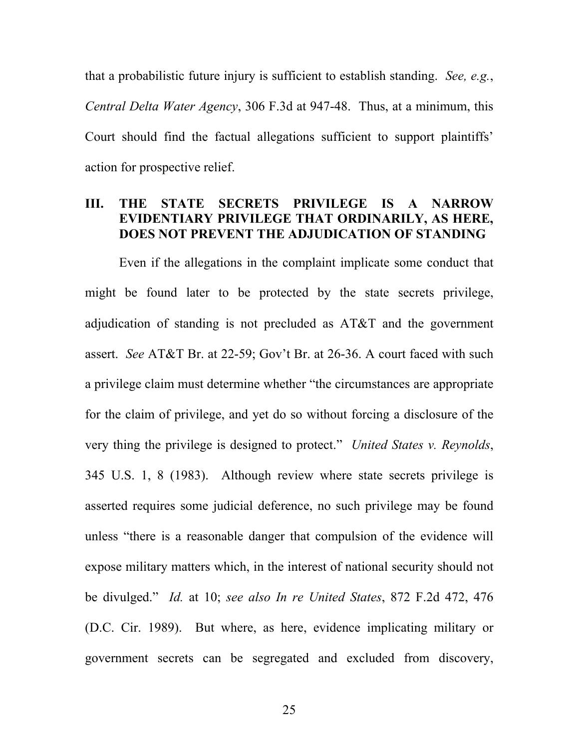that a probabilistic future injury is sufficient to establish standing. *See, e.g.*, *Central Delta Water Agency*, 306 F.3d at 947-48. Thus, at a minimum, this Court should find the factual allegations sufficient to support plaintiffs' action for prospective relief.

## III. THE STATE SECRETS PRIVILEGE IS A NARROW EVIDENTIARY PRIVILEGE THAT ORDINARILY, AS HERE, DOES NOT PREVENT THE ADJUDICATION OF STANDING

Even if the allegations in the complaint implicate some conduct that might be found later to be protected by the state secrets privilege, adjudication of standing is not precluded as AT&T and the government assert. *See* AT&T Br. at 22-59; Gov't Br. at 26-36. A court faced with such a privilege claim must determine whether "the circumstances are appropriate for the claim of privilege, and yet do so without forcing a disclosure of the very thing the privilege is designed to protect." *United States v. Reynolds*, 345 U.S. 1, 8 (1983). Although review where state secrets privilege is asserted requires some judicial deference, no such privilege may be found unless "there is a reasonable danger that compulsion of the evidence will expose military matters which, in the interest of national security should not be divulged." *Id.* at 10; *see also In re United States*, 872 F.2d 472, 476 (D.C. Cir. 1989). But where, as here, evidence implicating military or government secrets can be segregated and excluded from discovery,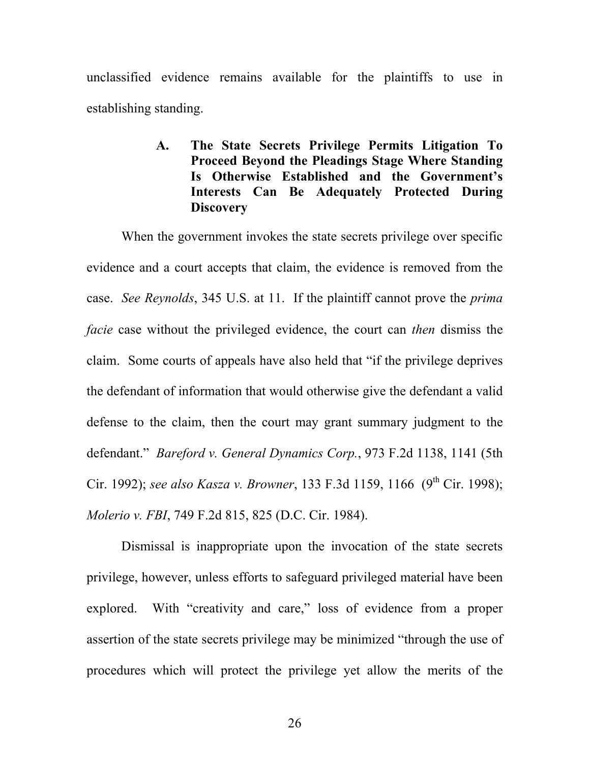unclassified evidence remains available for the plaintiffs to use in establishing standing.

### A. The State Secrets Privilege Permits Litigation To Proceed Beyond the Pleadings Stage Where Standing Is Otherwise Established and the Government's Interests Can Be Adequately Protected During Discovery

When the government invokes the state secrets privilege over specific evidence and a court accepts that claim, the evidence is removed from the case. *See Reynolds*, 345 U.S. at 11. If the plaintiff cannot prove the *prima facie* case without the privileged evidence, the court can *then* dismiss the claim. Some courts of appeals have also held that "if the privilege deprives the defendant of information that would otherwise give the defendant a valid defense to the claim, then the court may grant summary judgment to the defendant." *Bareford v. General Dynamics Corp.*, 973 F.2d 1138, 1141 (5th Cir. 1992); *see also Kasza v. Browner*, 133 F.3d 1159, 1166 (9th Cir. 1998); *Molerio v. FBI*, 749 F.2d 815, 825 (D.C. Cir. 1984).

Dismissal is inappropriate upon the invocation of the state secrets privilege, however, unless efforts to safeguard privileged material have been explored. With "creativity and care," loss of evidence from a proper assertion of the state secrets privilege may be minimized "through the use of procedures which will protect the privilege yet allow the merits of the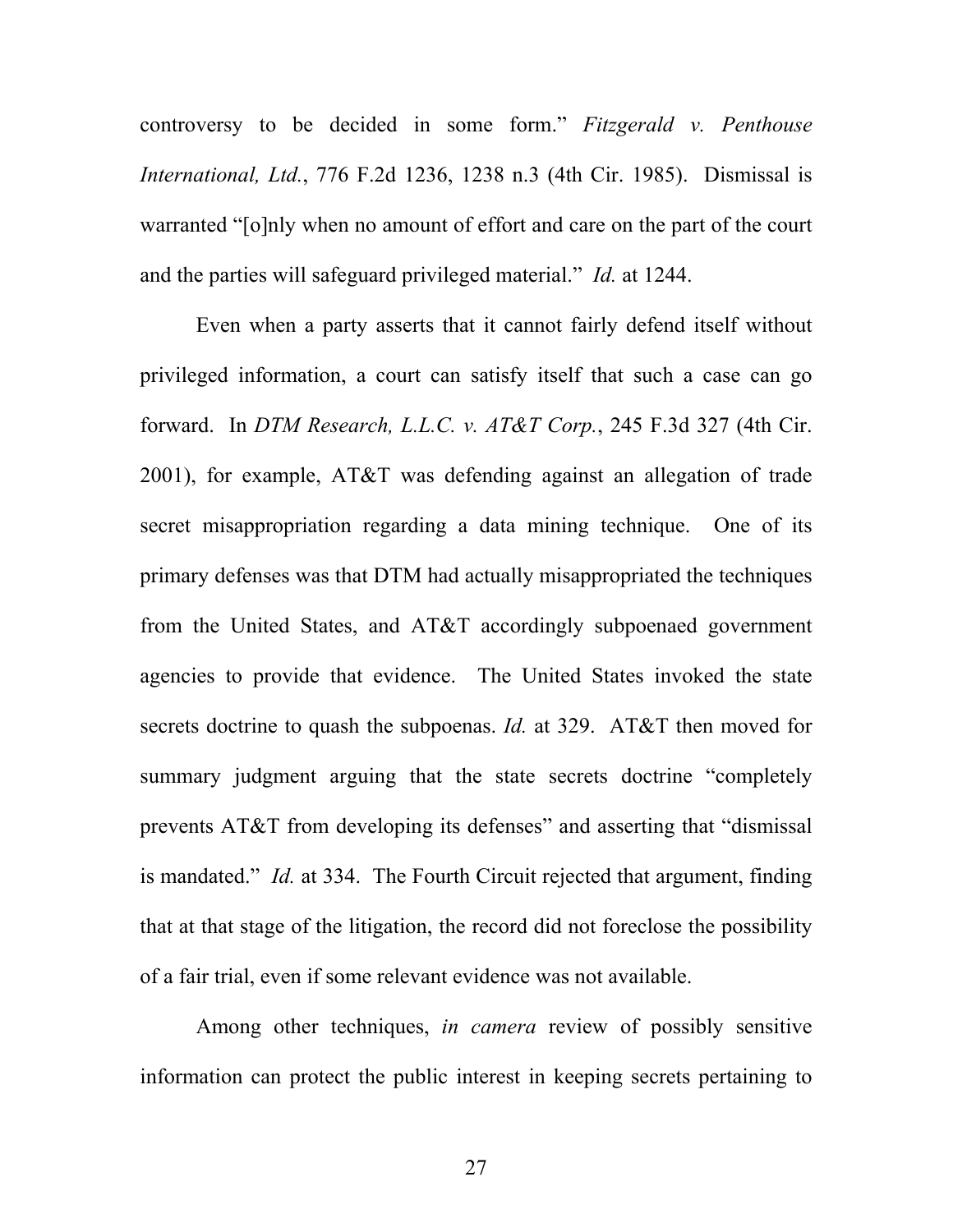controversy to be decided in some form." *Fitzgerald v. Penthouse International, Ltd.*, 776 F.2d 1236, 1238 n.3 (4th Cir. 1985). Dismissal is warranted "[o]nly when no amount of effort and care on the part of the court and the parties will safeguard privileged material." *Id.* at 1244.

Even when a party asserts that it cannot fairly defend itself without privileged information, a court can satisfy itself that such a case can go forward. In *DTM Research, L.L.C. v. AT&T Corp.*, 245 F.3d 327 (4th Cir. 2001), for example, AT&T was defending against an allegation of trade secret misappropriation regarding a data mining technique. One of its primary defenses was that DTM had actually misappropriated the techniques from the United States, and AT&T accordingly subpoenaed government agencies to provide that evidence. The United States invoked the state secrets doctrine to quash the subpoenas. *Id.* at 329. AT&T then moved for summary judgment arguing that the state secrets doctrine "completely prevents AT&T from developing its defenses" and asserting that "dismissal is mandated." *Id.* at 334. The Fourth Circuit rejected that argument, finding that at that stage of the litigation, the record did not foreclose the possibility of a fair trial, even if some relevant evidence was not available.

Among other techniques, *in camera* review of possibly sensitive information can protect the public interest in keeping secrets pertaining to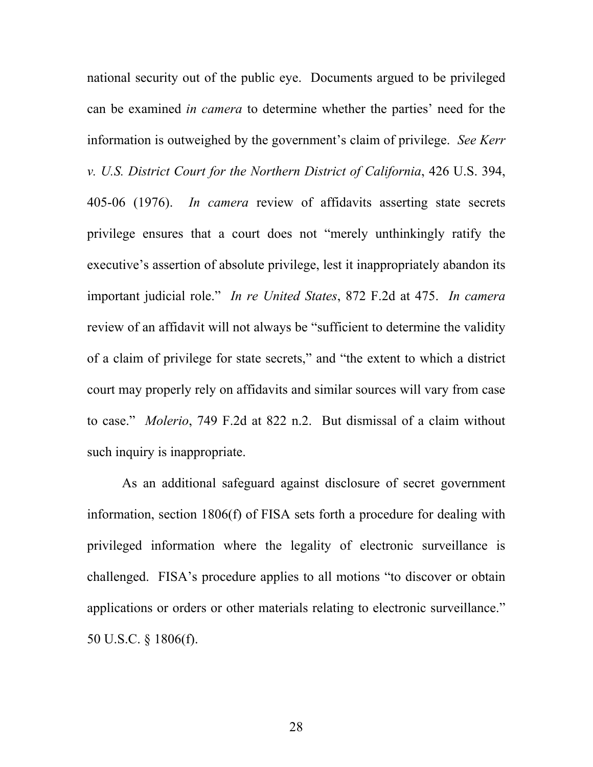national security out of the public eye. Documents argued to be privileged can be examined *in camera* to determine whether the parties' need for the information is outweighed by the government's claim of privilege. *See Kerr v. U.S. District Court for the Northern District of California*, 426 U.S. 394, 405-06 (1976). *In camera* review of affidavits asserting state secrets privilege ensures that a court does not "merely unthinkingly ratify the executive's assertion of absolute privilege, lest it inappropriately abandon its important judicial role." *In re United States*, 872 F.2d at 475. *In camera* review of an affidavit will not always be "sufficient to determine the validity of a claim of privilege for state secrets," and "the extent to which a district court may properly rely on affidavits and similar sources will vary from case to case." *Molerio*, 749 F.2d at 822 n.2. But dismissal of a claim without such inquiry is inappropriate.

As an additional safeguard against disclosure of secret government information, section 1806(f) of FISA sets forth a procedure for dealing with privileged information where the legality of electronic surveillance is challenged. FISA's procedure applies to all motions "to discover or obtain applications or orders or other materials relating to electronic surveillance." 50 U.S.C. § 1806(f).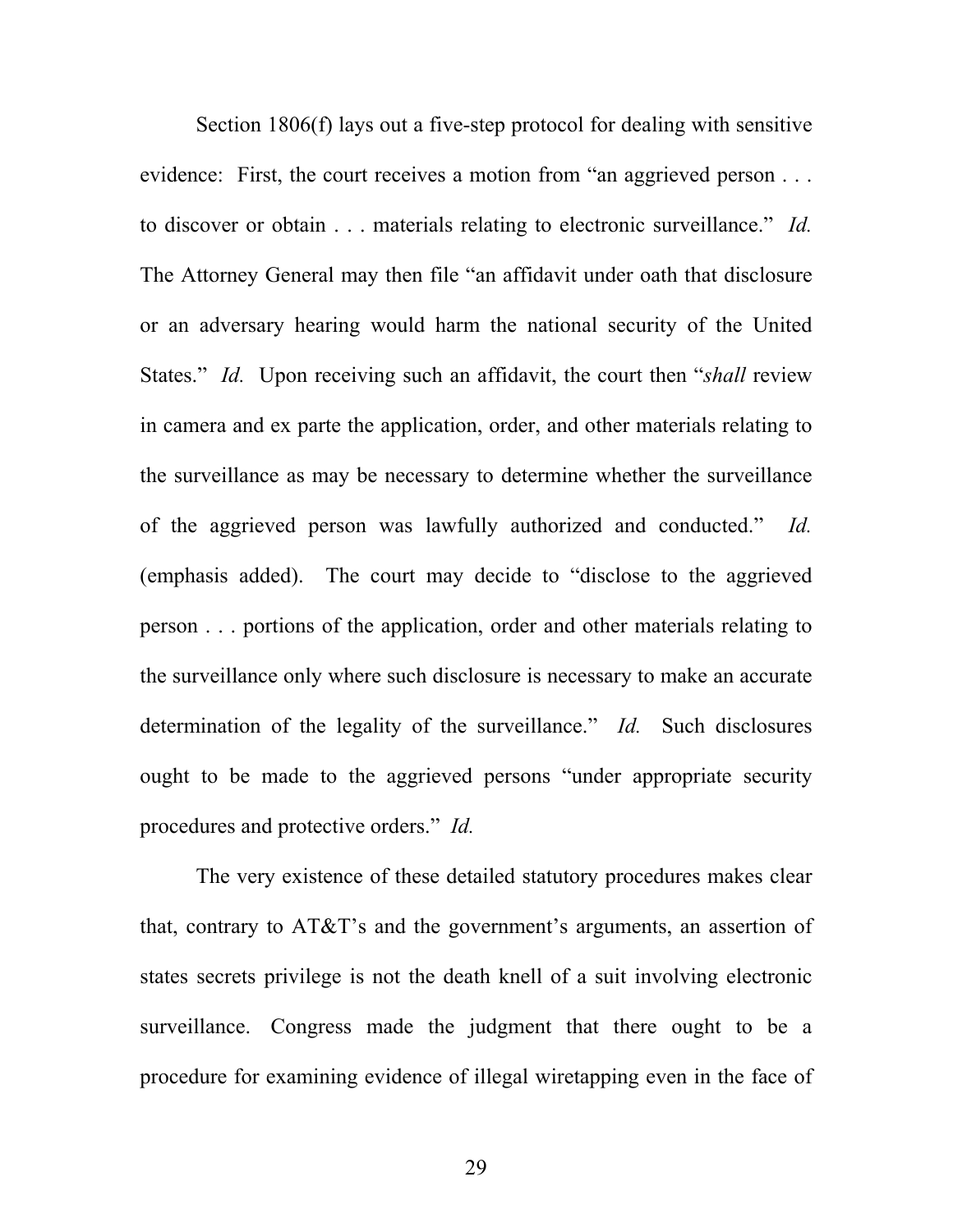Section 1806(f) lays out a five-step protocol for dealing with sensitive evidence: First, the court receives a motion from "an aggrieved person . . . to discover or obtain . . . materials relating to electronic surveillance." *Id.* The Attorney General may then file "an affidavit under oath that disclosure or an adversary hearing would harm the national security of the United States." *Id.* Upon receiving such an affidavit, the court then "*shall* review in camera and ex parte the application, order, and other materials relating to the surveillance as may be necessary to determine whether the surveillance of the aggrieved person was lawfully authorized and conducted." *Id.* (emphasis added). The court may decide to "disclose to the aggrieved person . . . portions of the application, order and other materials relating to the surveillance only where such disclosure is necessary to make an accurate determination of the legality of the surveillance." *Id.* Such disclosures ought to be made to the aggrieved persons "under appropriate security procedures and protective orders." *Id.*

The very existence of these detailed statutory procedures makes clear that, contrary to AT&T's and the government's arguments, an assertion of states secrets privilege is not the death knell of a suit involving electronic surveillance. Congress made the judgment that there ought to be a procedure for examining evidence of illegal wiretapping even in the face of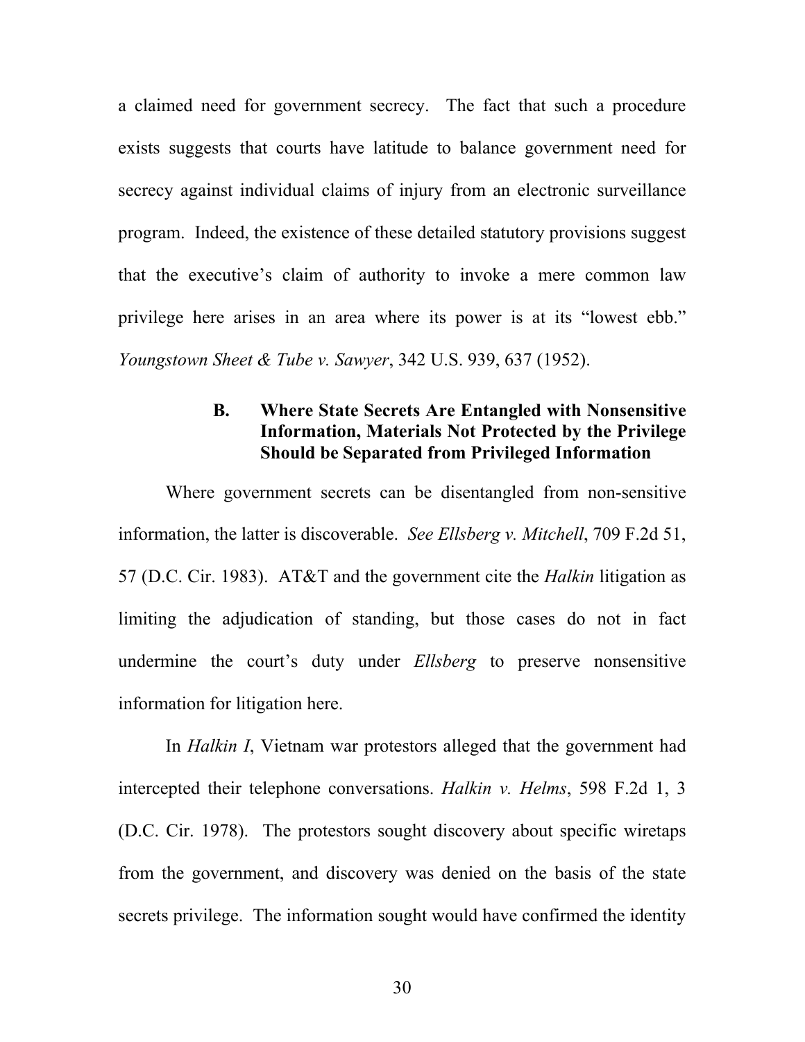a claimed need for government secrecy. The fact that such a procedure exists suggests that courts have latitude to balance government need for secrecy against individual claims of injury from an electronic surveillance program. Indeed, the existence of these detailed statutory provisions suggest that the executive's claim of authority to invoke a mere common law privilege here arises in an area where its power is at its "lowest ebb." *Youngstown Sheet & Tube v. Sawyer*, 342 U.S. 939, 637 (1952).

### B. Where State Secrets Are Entangled with Nonsensitive Information, Materials Not Protected by the Privilege Should be Separated from Privileged Information

Where government secrets can be disentangled from non-sensitive information, the latter is discoverable. *See Ellsberg v. Mitchell*, 709 F.2d 51, 57 (D.C. Cir. 1983). AT&T and the government cite the *Halkin* litigation as limiting the adjudication of standing, but those cases do not in fact undermine the court's duty under *Ellsberg* to preserve nonsensitive information for litigation here.

In *Halkin I*, Vietnam war protestors alleged that the government had intercepted their telephone conversations. *Halkin v. Helms*, 598 F.2d 1, 3 (D.C. Cir. 1978). The protestors sought discovery about specific wiretaps from the government, and discovery was denied on the basis of the state secrets privilege. The information sought would have confirmed the identity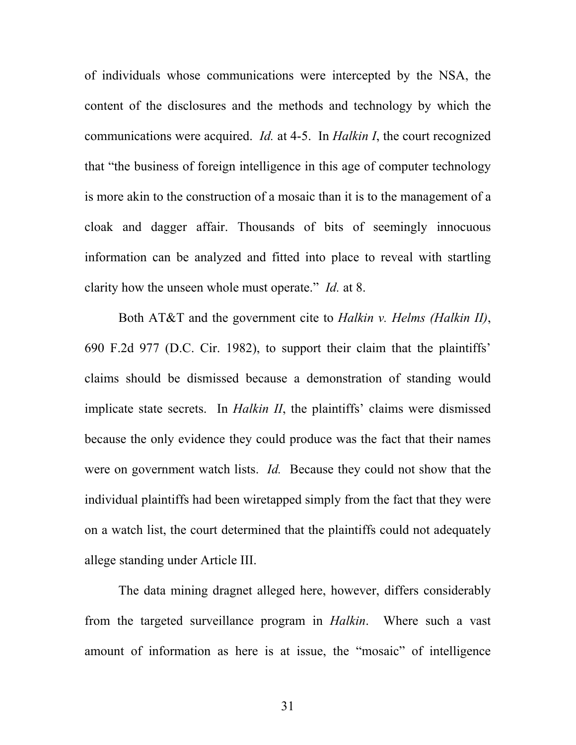of individuals whose communications were intercepted by the NSA, the content of the disclosures and the methods and technology by which the communications were acquired. *Id.* at 4-5. In *Halkin I*, the court recognized that "the business of foreign intelligence in this age of computer technology is more akin to the construction of a mosaic than it is to the management of a cloak and dagger affair. Thousands of bits of seemingly innocuous information can be analyzed and fitted into place to reveal with startling clarity how the unseen whole must operate." *Id.* at 8.

Both AT&T and the government cite to *Halkin v. Helms (Halkin II)*, 690 F.2d 977 (D.C. Cir. 1982), to support their claim that the plaintiffs' claims should be dismissed because a demonstration of standing would implicate state secrets. In *Halkin II*, the plaintiffs' claims were dismissed because the only evidence they could produce was the fact that their names were on government watch lists. *Id.* Because they could not show that the individual plaintiffs had been wiretapped simply from the fact that they were on a watch list, the court determined that the plaintiffs could not adequately allege standing under Article III.

The data mining dragnet alleged here, however, differs considerably from the targeted surveillance program in *Halkin*. Where such a vast amount of information as here is at issue, the "mosaic" of intelligence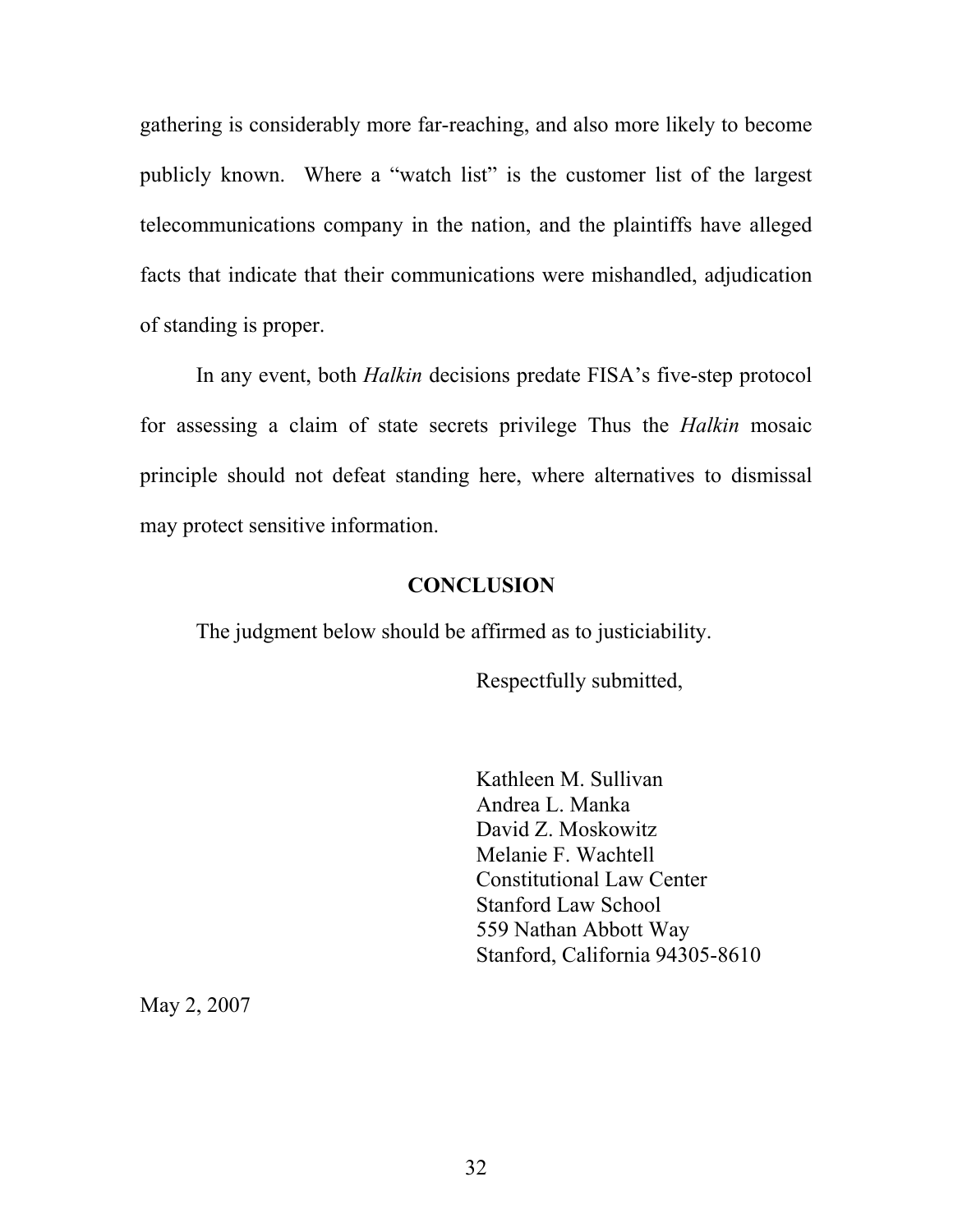gathering is considerably more far-reaching, and also more likely to become publicly known. Where a "watch list" is the customer list of the largest telecommunications company in the nation, and the plaintiffs have alleged facts that indicate that their communications were mishandled, adjudication of standing is proper.

In any event, both *Halkin* decisions predate FISA's five-step protocol for assessing a claim of state secrets privilege Thus the *Halkin* mosaic principle should not defeat standing here, where alternatives to dismissal may protect sensitive information.

## CONCLUSION

The judgment below should be affirmed as to justiciability.

Respectfully submitted,

Kathleen M. Sullivan
Andrea L. Manka
David Z. Moskowitz
Melanie F. Wachtell
Constitutional Law Center
Stanford Law School
559 Nathan Abbott Way
Stanford, California 94305-8610

May 2, 2007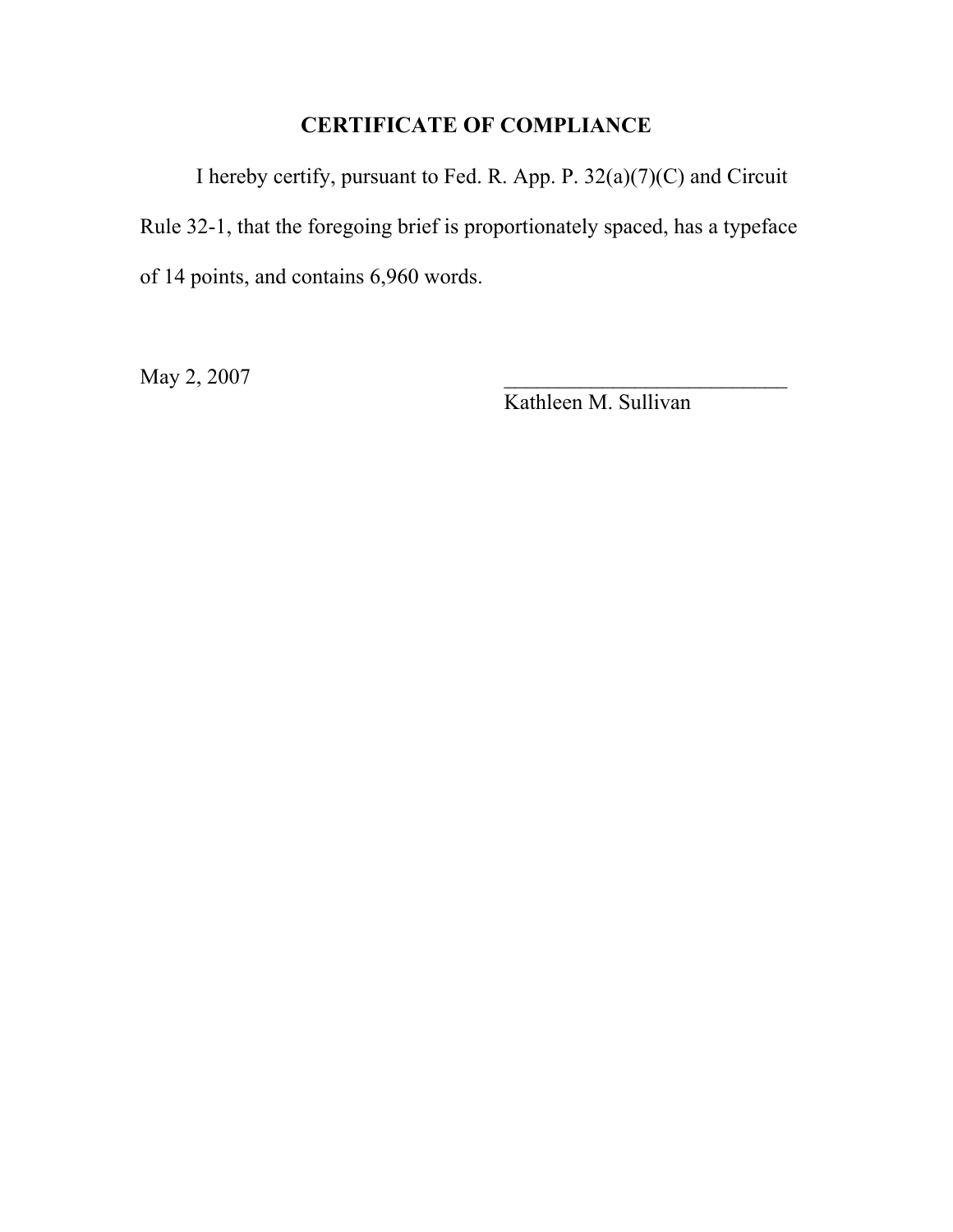## CERTIFICATE OF COMPLIANCE

I hereby certify, pursuant to Fed. R. App. P. 32(a)(7)(C) and Circuit Rule 32-1, that the foregoing brief is proportionately spaced, has a typeface of 14 points, and contains 6,960 words.

May 2, 2007

___________________________
Kathleen M. Sullivan